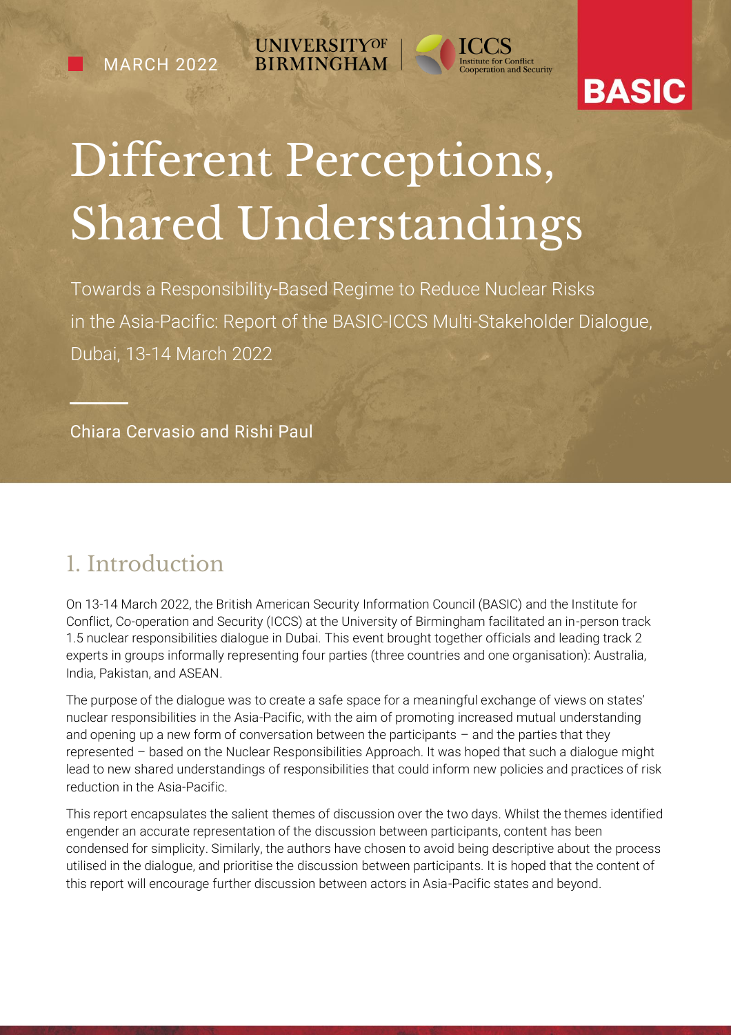MARCH 2022

UNIVERSITY OF BIRMINGHAM | ICCS Institute for Conflict Cooperation and Security

BASIC

# Different Perceptions, Shared Understandings

Towards a Responsibility-Based Regime to Reduce Nuclear Risks in the Asia-Pacific: Report of the BASIC-ICCS Multi-Stakeholder Dialogue, Dubai, 13-14 March 2022

Chiara Cervasio and Rishi Paul

## 1. Introduction

On 13-14 March 2022, the British American Security Information Council (BASIC) and the Institute for Conflict, Co-operation and Security (ICCS) at the University of Birmingham facilitated an in-person track 1.5 nuclear responsibilities dialogue in Dubai. This event brought together officials and leading track 2 experts in groups informally representing four parties (three countries and one organisation): Australia, India, Pakistan, and ASEAN.

The purpose of the dialogue was to create a safe space for a meaningful exchange of views on states' nuclear responsibilities in the Asia-Pacific, with the aim of promoting increased mutual understanding and opening up a new form of conversation between the participants – and the parties that they represented – based on the Nuclear Responsibilities Approach. It was hoped that such a dialogue might lead to new shared understandings of responsibilities that could inform new policies and practices of risk reduction in the Asia-Pacific.

This report encapsulates the salient themes of discussion over the two days. Whilst the themes identified engender an accurate representation of the discussion between participants, content has been condensed for simplicity. Similarly, the authors have chosen to avoid being descriptive about the process utilised in the dialogue, and prioritise the discussion between participants. It is hoped that the content of this report will encourage further discussion between actors in Asia-Pacific states and beyond.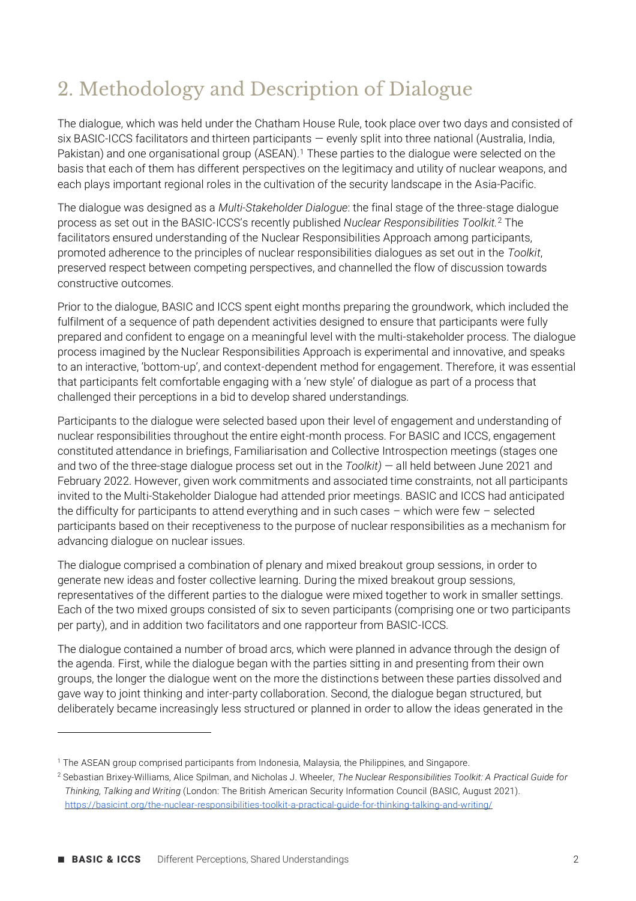# 2. Methodology and Description of Dialogue

The dialogue, which was held under the Chatham House Rule, took place over two days and consisted of six BASIC-ICCS facilitators and thirteen participants — evenly split into three national (Australia, India, Pakistan) and one organisational group (ASEAN).[1] These parties to the dialogue were selected on the basis that each of them has different perspectives on the legitimacy and utility of nuclear weapons, and each plays important regional roles in the cultivation of the security landscape in the Asia-Pacific.

The dialogue was designed as a *Multi-Stakeholder Dialogue*: the final stage of the three-stage dialogue process as set out in the BASIC-ICCS's recently published *Nuclear Responsibilities Toolkit.*[2] The facilitators ensured understanding of the Nuclear Responsibilities Approach among participants, promoted adherence to the principles of nuclear responsibilities dialogues as set out in the *Toolkit*, preserved respect between competing perspectives, and channelled the flow of discussion towards constructive outcomes.

Prior to the dialogue, BASIC and ICCS spent eight months preparing the groundwork, which included the fulfilment of a sequence of path dependent activities designed to ensure that participants were fully prepared and confident to engage on a meaningful level with the multi-stakeholder process. The dialogue process imagined by the Nuclear Responsibilities Approach is experimental and innovative, and speaks to an interactive, 'bottom-up', and context-dependent method for engagement. Therefore, it was essential that participants felt comfortable engaging with a 'new style' of dialogue as part of a process that challenged their perceptions in a bid to develop shared understandings.

Participants to the dialogue were selected based upon their level of engagement and understanding of nuclear responsibilities throughout the entire eight-month process. For BASIC and ICCS, engagement constituted attendance in briefings, Familiarisation and Collective Introspection meetings (stages one and two of the three-stage dialogue process set out in the *Toolkit)* — all held between June 2021 and February 2022. However, given work commitments and associated time constraints, not all participants invited to the Multi-Stakeholder Dialogue had attended prior meetings. BASIC and ICCS had anticipated the difficulty for participants to attend everything and in such cases – which were few – selected participants based on their receptiveness to the purpose of nuclear responsibilities as a mechanism for advancing dialogue on nuclear issues.

The dialogue comprised a combination of plenary and mixed breakout group sessions, in order to generate new ideas and foster collective learning. During the mixed breakout group sessions, representatives of the different parties to the dialogue were mixed together to work in smaller settings. Each of the two mixed groups consisted of six to seven participants (comprising one or two participants per party), and in addition two facilitators and one rapporteur from BASIC-ICCS.

The dialogue contained a number of broad arcs, which were planned in advance through the design of the agenda. First, while the dialogue began with the parties sitting in and presenting from their own groups, the longer the dialogue went on the more the distinctions between these parties dissolved and gave way to joint thinking and inter-party collaboration. Second, the dialogue began structured, but deliberately became increasingly less structured or planned in order to allow the ideas generated in the

---

[1] The ASEAN group comprised participants from Indonesia, Malaysia, the Philippines, and Singapore.

[2] Sebastian Brixey-Williams, Alice Spilman, and Nicholas J. Wheeler, *The Nuclear Responsibilities Toolkit: A Practical Guide for Thinking, Talking and Writing* (London: The British American Security Information Council (BASIC, August 2021). https://basicint.org/the-nuclear-responsibilities-toolkit-a-practical-guide-for-thinking-talking-and-writing/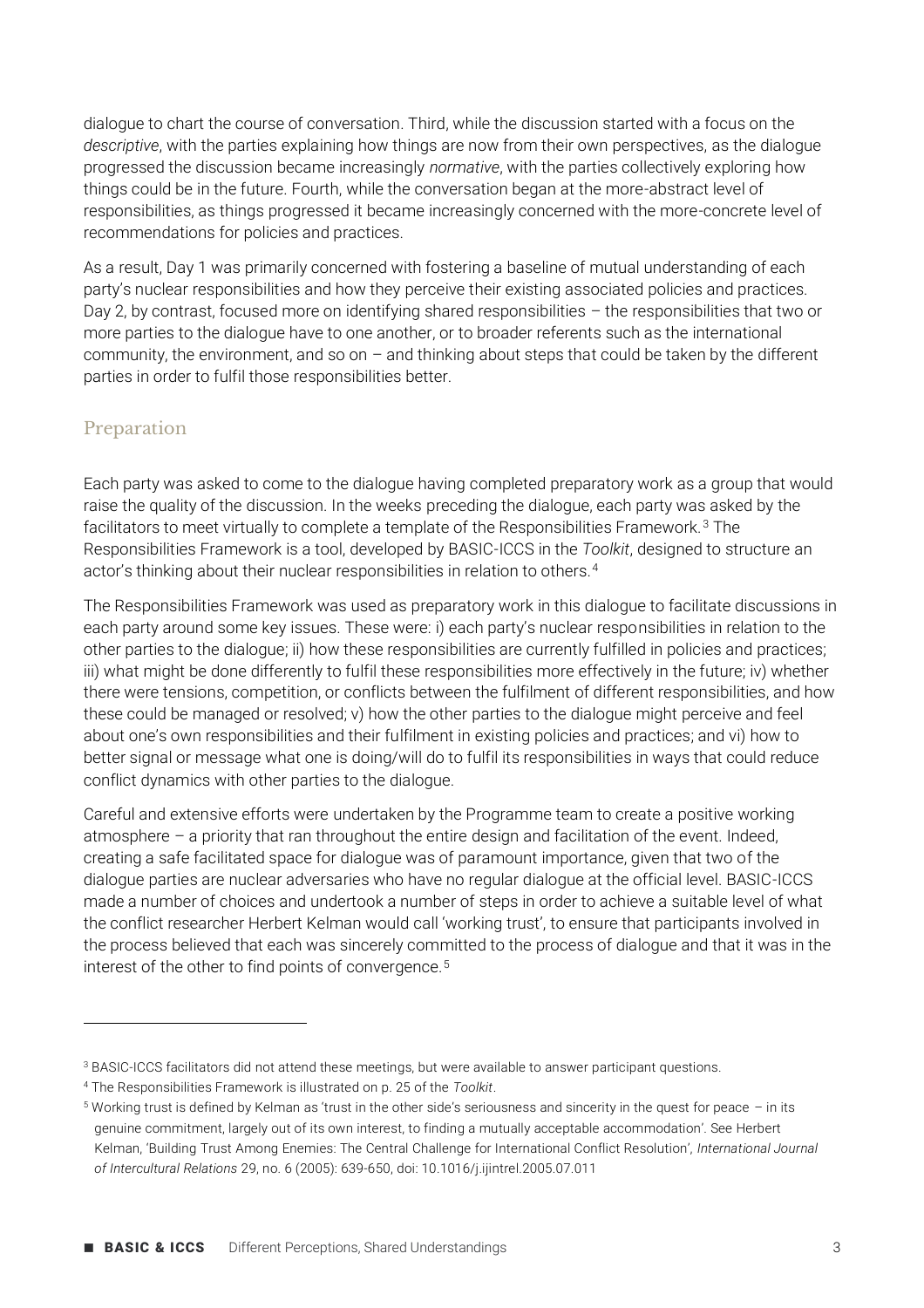dialogue to chart the course of conversation. Third, while the discussion started with a focus on the *descriptive*, with the parties explaining how things are now from their own perspectives, as the dialogue progressed the discussion became increasingly *normative*, with the parties collectively exploring how things could be in the future. Fourth, while the conversation began at the more-abstract level of responsibilities, as things progressed it became increasingly concerned with the more-concrete level of recommendations for policies and practices.

As a result, Day 1 was primarily concerned with fostering a baseline of mutual understanding of each party's nuclear responsibilities and how they perceive their existing associated policies and practices. Day 2, by contrast, focused more on identifying shared responsibilities – the responsibilities that two or more parties to the dialogue have to one another, or to broader referents such as the international community, the environment, and so on – and thinking about steps that could be taken by the different parties in order to fulfil those responsibilities better.

## Preparation

Each party was asked to come to the dialogue having completed preparatory work as a group that would raise the quality of the discussion. In the weeks preceding the dialogue, each party was asked by the facilitators to meet virtually to complete a template of the Responsibilities Framework.[3] The Responsibilities Framework is a tool, developed by BASIC-ICCS in the *Toolkit*, designed to structure an actor's thinking about their nuclear responsibilities in relation to others.[4]

The Responsibilities Framework was used as preparatory work in this dialogue to facilitate discussions in each party around some key issues. These were: i) each party's nuclear responsibilities in relation to the other parties to the dialogue; ii) how these responsibilities are currently fulfilled in policies and practices; iii) what might be done differently to fulfil these responsibilities more effectively in the future; iv) whether there were tensions, competition, or conflicts between the fulfilment of different responsibilities, and how these could be managed or resolved; v) how the other parties to the dialogue might perceive and feel about one's own responsibilities and their fulfilment in existing policies and practices; and vi) how to better signal or message what one is doing/will do to fulfil its responsibilities in ways that could reduce conflict dynamics with other parties to the dialogue.

Careful and extensive efforts were undertaken by the Programme team to create a positive working atmosphere – a priority that ran throughout the entire design and facilitation of the event. Indeed, creating a safe facilitated space for dialogue was of paramount importance, given that two of the dialogue parties are nuclear adversaries who have no regular dialogue at the official level. BASIC-ICCS made a number of choices and undertook a number of steps in order to achieve a suitable level of what the conflict researcher Herbert Kelman would call 'working trust', to ensure that participants involved in the process believed that each was sincerely committed to the process of dialogue and that it was in the interest of the other to find points of convergence.[5]

---

[3] BASIC-ICCS facilitators did not attend these meetings, but were available to answer participant questions.

[4] The Responsibilities Framework is illustrated on p. 25 of the *Toolkit*.

[5] Working trust is defined by Kelman as 'trust in the other side's seriousness and sincerity in the quest for peace – in its genuine commitment, largely out of its own interest, to finding a mutually acceptable accommodation'. See Herbert Kelman, 'Building Trust Among Enemies: The Central Challenge for International Conflict Resolution', *International Journal of Intercultural Relations* 29, no. 6 (2005): 639-650, doi: 10.1016/j.ijintrel.2005.07.011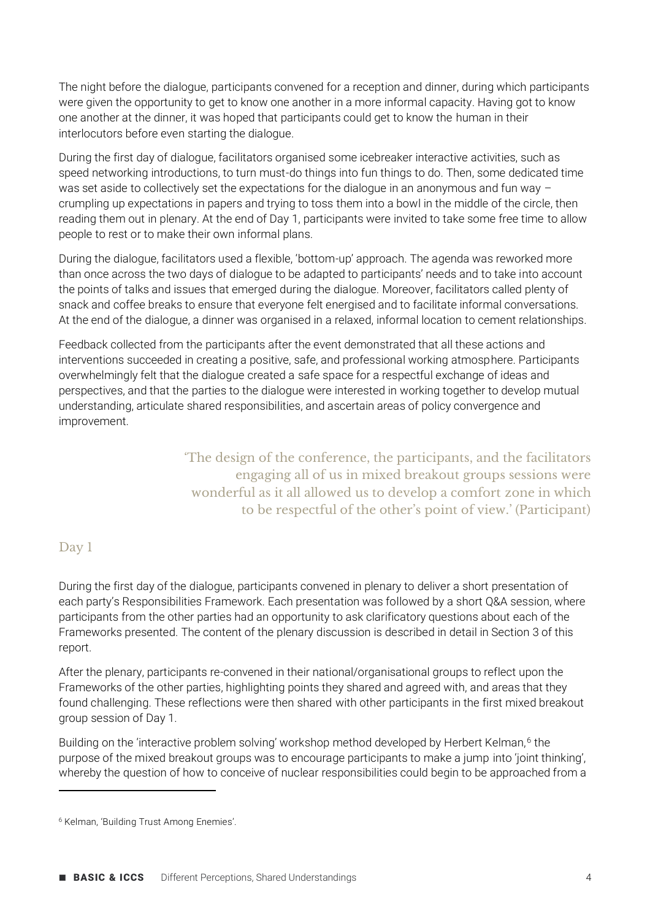The night before the dialogue, participants convened for a reception and dinner, during which participants were given the opportunity to get to know one another in a more informal capacity. Having got to know one another at the dinner, it was hoped that participants could get to know the human in their interlocutors before even starting the dialogue.

During the first day of dialogue, facilitators organised some icebreaker interactive activities, such as speed networking introductions, to turn must-do things into fun things to do. Then, some dedicated time was set aside to collectively set the expectations for the dialogue in an anonymous and fun way – crumpling up expectations in papers and trying to toss them into a bowl in the middle of the circle, then reading them out in plenary. At the end of Day 1, participants were invited to take some free time to allow people to rest or to make their own informal plans.

During the dialogue, facilitators used a flexible, 'bottom-up' approach. The agenda was reworked more than once across the two days of dialogue to be adapted to participants' needs and to take into account the points of talks and issues that emerged during the dialogue. Moreover, facilitators called plenty of snack and coffee breaks to ensure that everyone felt energised and to facilitate informal conversations. At the end of the dialogue, a dinner was organised in a relaxed, informal location to cement relationships.

Feedback collected from the participants after the event demonstrated that all these actions and interventions succeeded in creating a positive, safe, and professional working atmosphere. Participants overwhelmingly felt that the dialogue created a safe space for a respectful exchange of ideas and perspectives, and that the parties to the dialogue were interested in working together to develop mutual understanding, articulate shared responsibilities, and ascertain areas of policy convergence and improvement.

> 'The design of the conference, the participants, and the facilitators engaging all of us in mixed breakout groups sessions were wonderful as it all allowed us to develop a comfort zone in which to be respectful of the other's point of view.' (Participant)

## Day 1

During the first day of the dialogue, participants convened in plenary to deliver a short presentation of each party's Responsibilities Framework. Each presentation was followed by a short Q&A session, where participants from the other parties had an opportunity to ask clarificatory questions about each of the Frameworks presented. The content of the plenary discussion is described in detail in Section 3 of this report.

After the plenary, participants re-convened in their national/organisational groups to reflect upon the Frameworks of the other parties, highlighting points they shared and agreed with, and areas that they found challenging. These reflections were then shared with other participants in the first mixed breakout group session of Day 1.

Building on the 'interactive problem solving' workshop method developed by Herbert Kelman,[6] the purpose of the mixed breakout groups was to encourage participants to make a jump into 'joint thinking', whereby the question of how to conceive of nuclear responsibilities could begin to be approached from a

---

[6] Kelman, 'Building Trust Among Enemies'.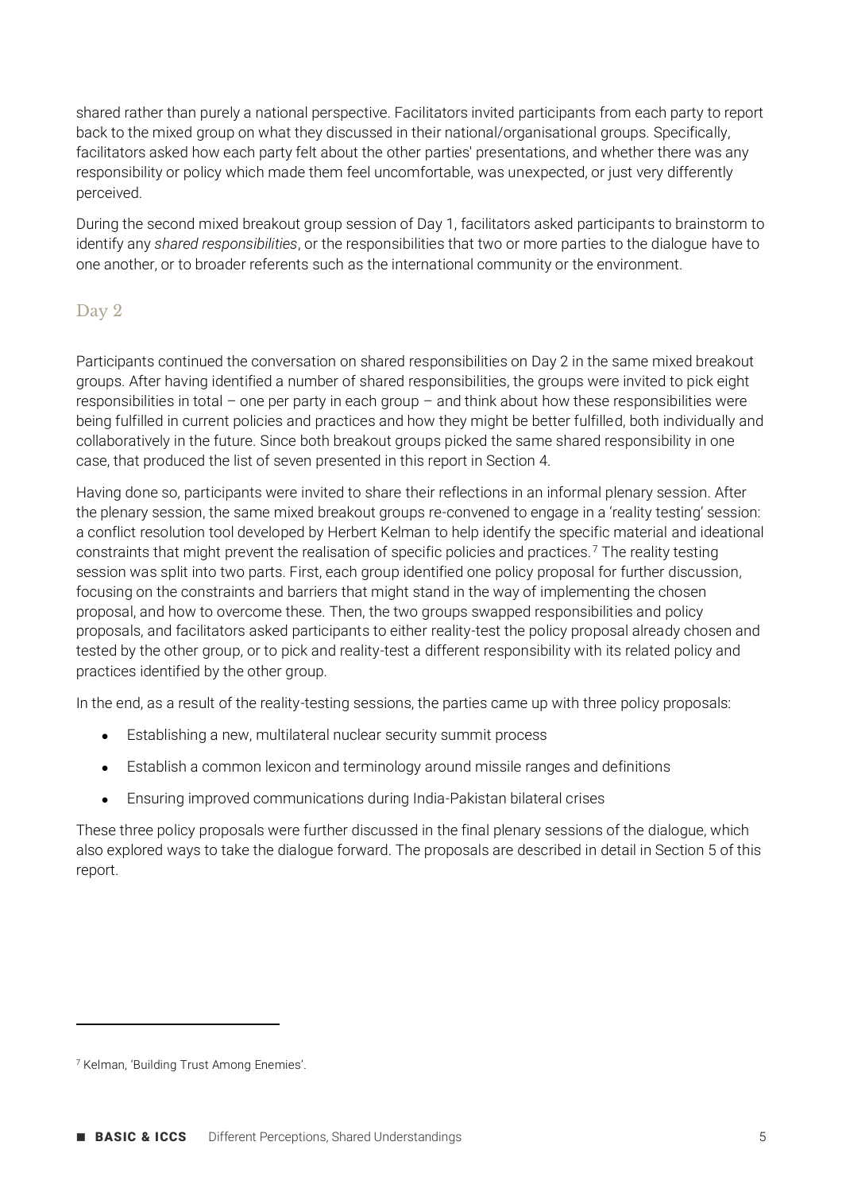shared rather than purely a national perspective. Facilitators invited participants from each party to report back to the mixed group on what they discussed in their national/organisational groups. Specifically, facilitators asked how each party felt about the other parties' presentations, and whether there was any responsibility or policy which made them feel uncomfortable, was unexpected, or just very differently perceived.

During the second mixed breakout group session of Day 1, facilitators asked participants to brainstorm to identify any *shared responsibilities*, or the responsibilities that two or more parties to the dialogue have to one another, or to broader referents such as the international community or the environment.

## Day 2

Participants continued the conversation on shared responsibilities on Day 2 in the same mixed breakout groups. After having identified a number of shared responsibilities, the groups were invited to pick eight responsibilities in total – one per party in each group – and think about how these responsibilities were being fulfilled in current policies and practices and how they might be better fulfilled, both individually and collaboratively in the future. Since both breakout groups picked the same shared responsibility in one case, that produced the list of seven presented in this report in Section 4.

Having done so, participants were invited to share their reflections in an informal plenary session. After the plenary session, the same mixed breakout groups re-convened to engage in a 'reality testing' session: a conflict resolution tool developed by Herbert Kelman to help identify the specific material and ideational constraints that might prevent the realisation of specific policies and practices.[7] The reality testing session was split into two parts. First, each group identified one policy proposal for further discussion, focusing on the constraints and barriers that might stand in the way of implementing the chosen proposal, and how to overcome these. Then, the two groups swapped responsibilities and policy proposals, and facilitators asked participants to either reality-test the policy proposal already chosen and tested by the other group, or to pick and reality-test a different responsibility with its related policy and practices identified by the other group.

In the end, as a result of the reality-testing sessions, the parties came up with three policy proposals:

- Establishing a new, multilateral nuclear security summit process
- Establish a common lexicon and terminology around missile ranges and definitions
- Ensuring improved communications during India-Pakistan bilateral crises

These three policy proposals were further discussed in the final plenary sessions of the dialogue, which also explored ways to take the dialogue forward. The proposals are described in detail in Section 5 of this report.

[7] Kelman, 'Building Trust Among Enemies'.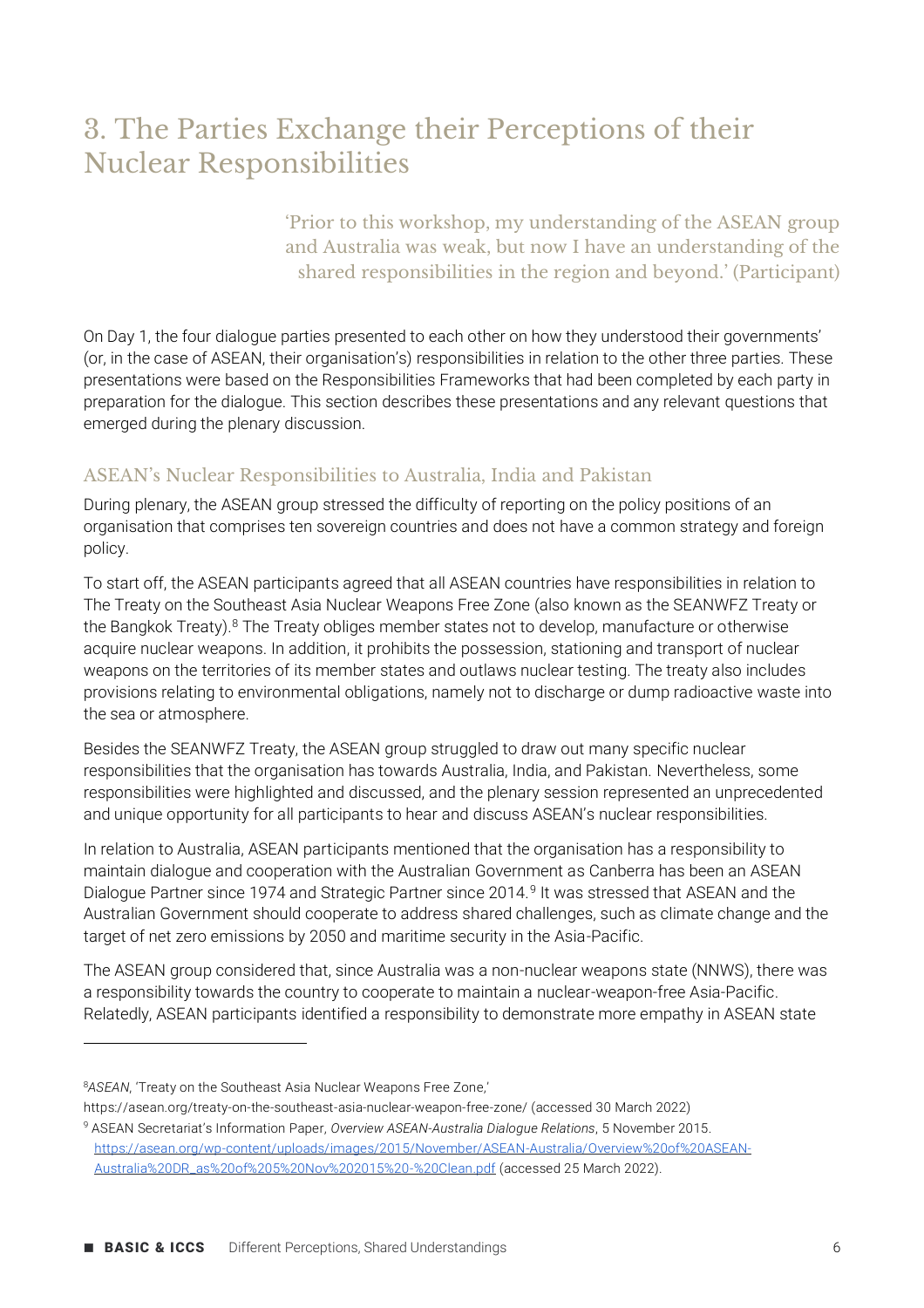# 3. The Parties Exchange their Perceptions of their Nuclear Responsibilities

> 'Prior to this workshop, my understanding of the ASEAN group and Australia was weak, but now I have an understanding of the shared responsibilities in the region and beyond.' (Participant)

On Day 1, the four dialogue parties presented to each other on how they understood their governments' (or, in the case of ASEAN, their organisation's) responsibilities in relation to the other three parties. These presentations were based on the Responsibilities Frameworks that had been completed by each party in preparation for the dialogue. This section describes these presentations and any relevant questions that emerged during the plenary discussion.

## ASEAN's Nuclear Responsibilities to Australia, India and Pakistan

During plenary, the ASEAN group stressed the difficulty of reporting on the policy positions of an organisation that comprises ten sovereign countries and does not have a common strategy and foreign policy.

To start off, the ASEAN participants agreed that all ASEAN countries have responsibilities in relation to The Treaty on the Southeast Asia Nuclear Weapons Free Zone (also known as the SEANWFZ Treaty or the Bangkok Treaty).[8] The Treaty obliges member states not to develop, manufacture or otherwise acquire nuclear weapons. In addition, it prohibits the possession, stationing and transport of nuclear weapons on the territories of its member states and outlaws nuclear testing. The treaty also includes provisions relating to environmental obligations, namely not to discharge or dump radioactive waste into the sea or atmosphere.

Besides the SEANWFZ Treaty, the ASEAN group struggled to draw out many specific nuclear responsibilities that the organisation has towards Australia, India, and Pakistan. Nevertheless, some responsibilities were highlighted and discussed, and the plenary session represented an unprecedented and unique opportunity for all participants to hear and discuss ASEAN's nuclear responsibilities.

In relation to Australia, ASEAN participants mentioned that the organisation has a responsibility to maintain dialogue and cooperation with the Australian Government as Canberra has been an ASEAN Dialogue Partner since 1974 and Strategic Partner since 2014.[9] It was stressed that ASEAN and the Australian Government should cooperate to address shared challenges, such as climate change and the target of net zero emissions by 2050 and maritime security in the Asia-Pacific.

The ASEAN group considered that, since Australia was a non-nuclear weapons state (NNWS), there was a responsibility towards the country to cooperate to maintain a nuclear-weapon-free Asia-Pacific. Relatedly, ASEAN participants identified a responsibility to demonstrate more empathy in ASEAN state

---

[8] *ASEAN*, 'Treaty on the Southeast Asia Nuclear Weapons Free Zone,' https://asean.org/treaty-on-the-southeast-asia-nuclear-weapon-free-zone/ (accessed 30 March 2022)

[9] ASEAN Secretariat's Information Paper, *Overview ASEAN-Australia Dialogue Relations*, 5 November 2015. https://asean.org/wp-content/uploads/images/2015/November/ASEAN-Australia/Overview%20of%20ASEAN-Australia%20DR_as%20of%205%20Nov%202015%20-%20Clean.pdf (accessed 25 March 2022).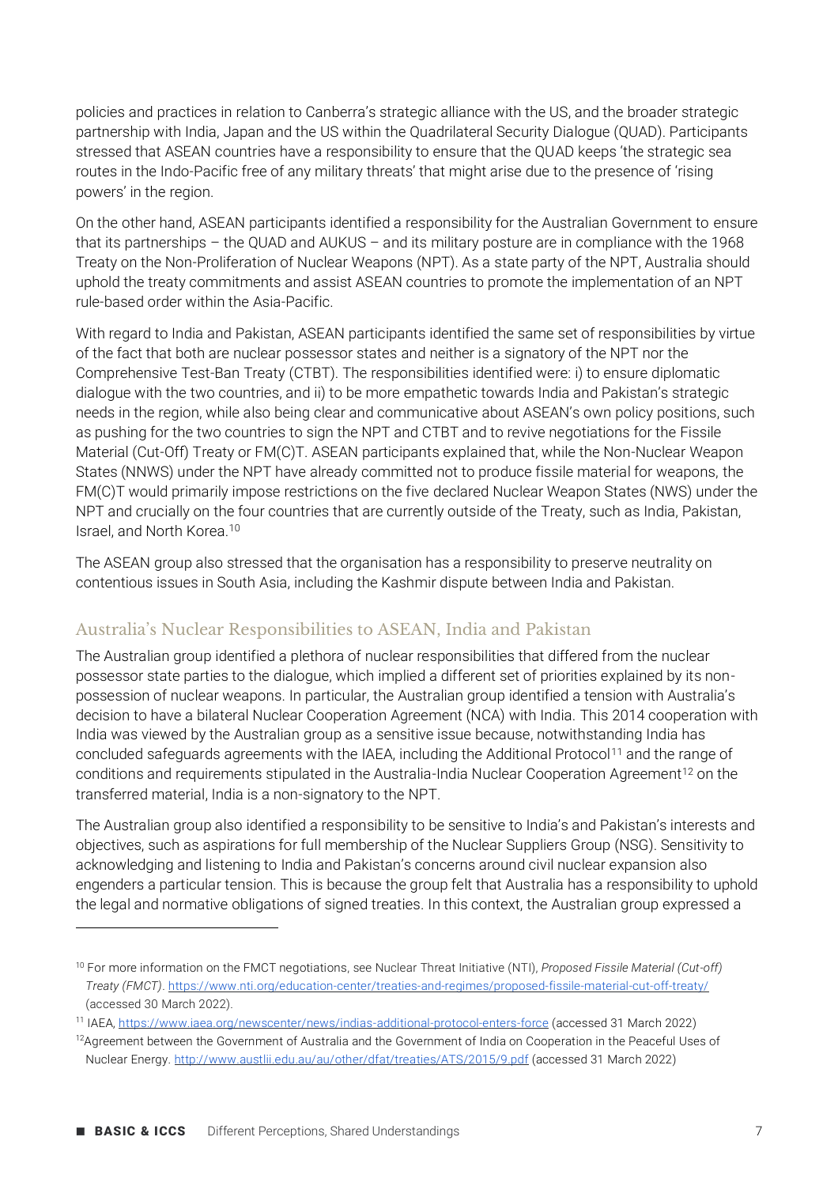policies and practices in relation to Canberra's strategic alliance with the US, and the broader strategic partnership with India, Japan and the US within the Quadrilateral Security Dialogue (QUAD). Participants stressed that ASEAN countries have a responsibility to ensure that the QUAD keeps 'the strategic sea routes in the Indo-Pacific free of any military threats' that might arise due to the presence of 'rising powers' in the region.

On the other hand, ASEAN participants identified a responsibility for the Australian Government to ensure that its partnerships – the QUAD and AUKUS – and its military posture are in compliance with the 1968 Treaty on the Non-Proliferation of Nuclear Weapons (NPT). As a state party of the NPT, Australia should uphold the treaty commitments and assist ASEAN countries to promote the implementation of an NPT rule-based order within the Asia-Pacific.

With regard to India and Pakistan, ASEAN participants identified the same set of responsibilities by virtue of the fact that both are nuclear possessor states and neither is a signatory of the NPT nor the Comprehensive Test-Ban Treaty (CTBT). The responsibilities identified were: i) to ensure diplomatic dialogue with the two countries, and ii) to be more empathetic towards India and Pakistan's strategic needs in the region, while also being clear and communicative about ASEAN's own policy positions, such as pushing for the two countries to sign the NPT and CTBT and to revive negotiations for the Fissile Material (Cut-Off) Treaty or FM(C)T. ASEAN participants explained that, while the Non-Nuclear Weapon States (NNWS) under the NPT have already committed not to produce fissile material for weapons, the FM(C)T would primarily impose restrictions on the five declared Nuclear Weapon States (NWS) under the NPT and crucially on the four countries that are currently outside of the Treaty, such as India, Pakistan, Israel, and North Korea.[10]

The ASEAN group also stressed that the organisation has a responsibility to preserve neutrality on contentious issues in South Asia, including the Kashmir dispute between India and Pakistan.

## Australia's Nuclear Responsibilities to ASEAN, India and Pakistan

The Australian group identified a plethora of nuclear responsibilities that differed from the nuclear possessor state parties to the dialogue, which implied a different set of priorities explained by its non-possession of nuclear weapons. In particular, the Australian group identified a tension with Australia's decision to have a bilateral Nuclear Cooperation Agreement (NCA) with India. This 2014 cooperation with India was viewed by the Australian group as a sensitive issue because, notwithstanding India has concluded safeguards agreements with the IAEA, including the Additional Protocol[11] and the range of conditions and requirements stipulated in the Australia-India Nuclear Cooperation Agreement[12] on the transferred material, India is a non-signatory to the NPT.

The Australian group also identified a responsibility to be sensitive to India's and Pakistan's interests and objectives, such as aspirations for full membership of the Nuclear Suppliers Group (NSG). Sensitivity to acknowledging and listening to India and Pakistan's concerns around civil nuclear expansion also engenders a particular tension. This is because the group felt that Australia has a responsibility to uphold the legal and normative obligations of signed treaties. In this context, the Australian group expressed a

---

[10] For more information on the FMCT negotiations, see Nuclear Threat Initiative (NTI), *Proposed Fissile Material (Cut-off) Treaty (FMCT)*. https://www.nti.org/education-center/treaties-and-regimes/proposed-fissile-material-cut-off-treaty/ (accessed 30 March 2022).

[11] IAEA, https://www.iaea.org/newscenter/news/indias-additional-protocol-enters-force (accessed 31 March 2022)

[12] Agreement between the Government of Australia and the Government of India on Cooperation in the Peaceful Uses of Nuclear Energy. http://www.austlii.edu.au/au/other/dfat/treaties/ATS/2015/9.pdf (accessed 31 March 2022)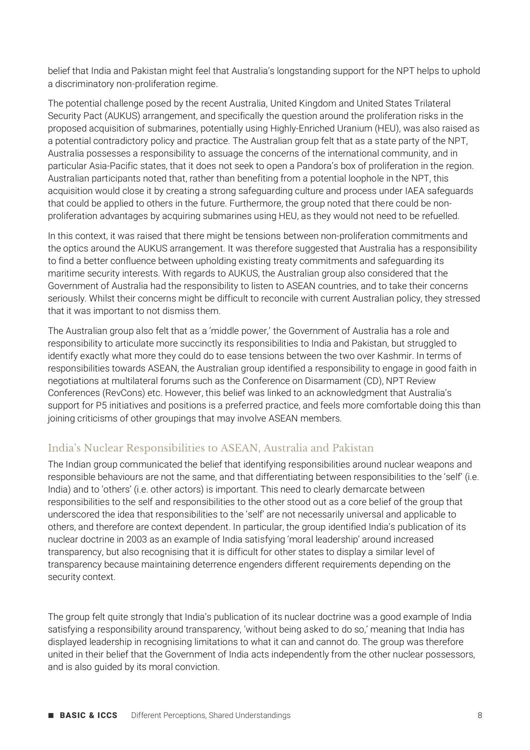belief that India and Pakistan might feel that Australia's longstanding support for the NPT helps to uphold a discriminatory non-proliferation regime.

The potential challenge posed by the recent Australia, United Kingdom and United States Trilateral Security Pact (AUKUS) arrangement, and specifically the question around the proliferation risks in the proposed acquisition of submarines, potentially using Highly-Enriched Uranium (HEU), was also raised as a potential contradictory policy and practice. The Australian group felt that as a state party of the NPT, Australia possesses a responsibility to assuage the concerns of the international community, and in particular Asia-Pacific states, that it does not seek to open a Pandora's box of proliferation in the region. Australian participants noted that, rather than benefiting from a potential loophole in the NPT, this acquisition would close it by creating a strong safeguarding culture and process under IAEA safeguards that could be applied to others in the future. Furthermore, the group noted that there could be non-proliferation advantages by acquiring submarines using HEU, as they would not need to be refuelled.

In this context, it was raised that there might be tensions between non-proliferation commitments and the optics around the AUKUS arrangement. It was therefore suggested that Australia has a responsibility to find a better confluence between upholding existing treaty commitments and safeguarding its maritime security interests. With regards to AUKUS, the Australian group also considered that the Government of Australia had the responsibility to listen to ASEAN countries, and to take their concerns seriously. Whilst their concerns might be difficult to reconcile with current Australian policy, they stressed that it was important to not dismiss them.

The Australian group also felt that as a 'middle power,' the Government of Australia has a role and responsibility to articulate more succinctly its responsibilities to India and Pakistan, but struggled to identify exactly what more they could do to ease tensions between the two over Kashmir. In terms of responsibilities towards ASEAN, the Australian group identified a responsibility to engage in good faith in negotiations at multilateral forums such as the Conference on Disarmament (CD), NPT Review Conferences (RevCons) etc. However, this belief was linked to an acknowledgment that Australia's support for P5 initiatives and positions is a preferred practice, and feels more comfortable doing this than joining criticisms of other groupings that may involve ASEAN members.

## India's Nuclear Responsibilities to ASEAN, Australia and Pakistan

The Indian group communicated the belief that identifying responsibilities around nuclear weapons and responsible behaviours are not the same, and that differentiating between responsibilities to the 'self' (i.e. India) and to 'others' (i.e. other actors) is important. This need to clearly demarcate between responsibilities to the self and responsibilities to the other stood out as a core belief of the group that underscored the idea that responsibilities to the 'self' are not necessarily universal and applicable to others, and therefore are context dependent. In particular, the group identified India's publication of its nuclear doctrine in 2003 as an example of India satisfying 'moral leadership' around increased transparency, but also recognising that it is difficult for other states to display a similar level of transparency because maintaining deterrence engenders different requirements depending on the security context.

The group felt quite strongly that India's publication of its nuclear doctrine was a good example of India satisfying a responsibility around transparency, 'without being asked to do so,' meaning that India has displayed leadership in recognising limitations to what it can and cannot do. The group was therefore united in their belief that the Government of India acts independently from the other nuclear possessors, and is also guided by its moral conviction.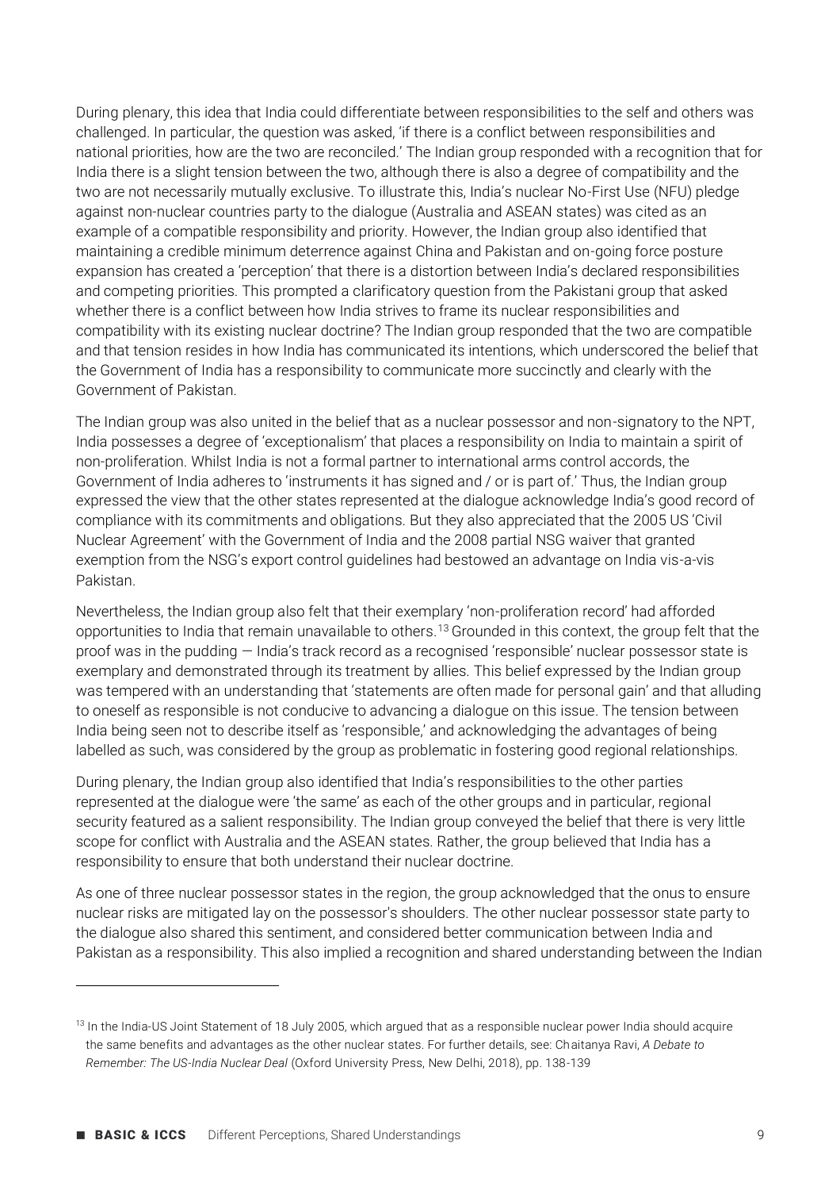During plenary, this idea that India could differentiate between responsibilities to the self and others was challenged. In particular, the question was asked, 'if there is a conflict between responsibilities and national priorities, how are the two are reconciled.' The Indian group responded with a recognition that for India there is a slight tension between the two, although there is also a degree of compatibility and the two are not necessarily mutually exclusive. To illustrate this, India's nuclear No-First Use (NFU) pledge against non-nuclear countries party to the dialogue (Australia and ASEAN states) was cited as an example of a compatible responsibility and priority. However, the Indian group also identified that maintaining a credible minimum deterrence against China and Pakistan and on-going force posture expansion has created a 'perception' that there is a distortion between India's declared responsibilities and competing priorities. This prompted a clarificatory question from the Pakistani group that asked whether there is a conflict between how India strives to frame its nuclear responsibilities and compatibility with its existing nuclear doctrine? The Indian group responded that the two are compatible and that tension resides in how India has communicated its intentions, which underscored the belief that the Government of India has a responsibility to communicate more succinctly and clearly with the Government of Pakistan.

The Indian group was also united in the belief that as a nuclear possessor and non-signatory to the NPT, India possesses a degree of 'exceptionalism' that places a responsibility on India to maintain a spirit of non-proliferation. Whilst India is not a formal partner to international arms control accords, the Government of India adheres to 'instruments it has signed and / or is part of.' Thus, the Indian group expressed the view that the other states represented at the dialogue acknowledge India's good record of compliance with its commitments and obligations. But they also appreciated that the 2005 US 'Civil Nuclear Agreement' with the Government of India and the 2008 partial NSG waiver that granted exemption from the NSG's export control guidelines had bestowed an advantage on India vis-a-vis Pakistan.

Nevertheless, the Indian group also felt that their exemplary 'non-proliferation record' had afforded opportunities to India that remain unavailable to others.[13] Grounded in this context, the group felt that the proof was in the pudding — India's track record as a recognised 'responsible' nuclear possessor state is exemplary and demonstrated through its treatment by allies. This belief expressed by the Indian group was tempered with an understanding that 'statements are often made for personal gain' and that alluding to oneself as responsible is not conducive to advancing a dialogue on this issue. The tension between India being seen not to describe itself as 'responsible,' and acknowledging the advantages of being labelled as such, was considered by the group as problematic in fostering good regional relationships.

During plenary, the Indian group also identified that India's responsibilities to the other parties represented at the dialogue were 'the same' as each of the other groups and in particular, regional security featured as a salient responsibility. The Indian group conveyed the belief that there is very little scope for conflict with Australia and the ASEAN states. Rather, the group believed that India has a responsibility to ensure that both understand their nuclear doctrine.

As one of three nuclear possessor states in the region, the group acknowledged that the onus to ensure nuclear risks are mitigated lay on the possessor's shoulders. The other nuclear possessor state party to the dialogue also shared this sentiment, and considered better communication between India and Pakistan as a responsibility. This also implied a recognition and shared understanding between the Indian

[13] In the India-US Joint Statement of 18 July 2005, which argued that as a responsible nuclear power India should acquire the same benefits and advantages as the other nuclear states. For further details, see: Chaitanya Ravi, *A Debate to Remember: The US-India Nuclear Deal* (Oxford University Press, New Delhi, 2018), pp. 138-139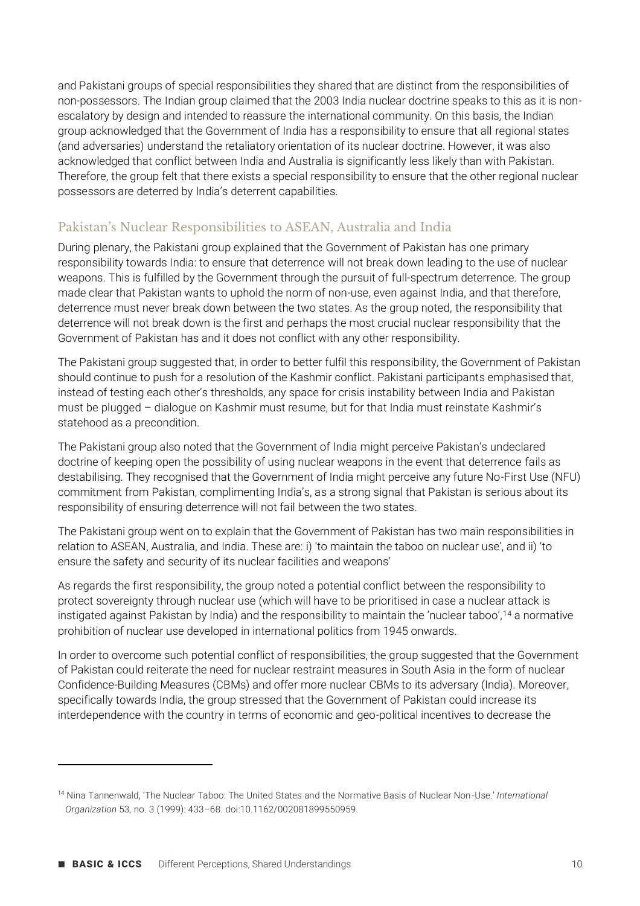and Pakistani groups of special responsibilities they shared that are distinct from the responsibilities of non-possessors. The Indian group claimed that the 2003 India nuclear doctrine speaks to this as it is non-escalatory by design and intended to reassure the international community. On this basis, the Indian group acknowledged that the Government of India has a responsibility to ensure that all regional states (and adversaries) understand the retaliatory orientation of its nuclear doctrine. However, it was also acknowledged that conflict between India and Australia is significantly less likely than with Pakistan. Therefore, the group felt that there exists a special responsibility to ensure that the other regional nuclear possessors are deterred by India's deterrent capabilities.

## Pakistan's Nuclear Responsibilities to ASEAN, Australia and India

During plenary, the Pakistani group explained that the Government of Pakistan has one primary responsibility towards India: to ensure that deterrence will not break down leading to the use of nuclear weapons. This is fulfilled by the Government through the pursuit of full-spectrum deterrence. The group made clear that Pakistan wants to uphold the norm of non-use, even against India, and that therefore, deterrence must never break down between the two states. As the group noted, the responsibility that deterrence will not break down is the first and perhaps the most crucial nuclear responsibility that the Government of Pakistan has and it does not conflict with any other responsibility.

The Pakistani group suggested that, in order to better fulfil this responsibility, the Government of Pakistan should continue to push for a resolution of the Kashmir conflict. Pakistani participants emphasised that, instead of testing each other's thresholds, any space for crisis instability between India and Pakistan must be plugged – dialogue on Kashmir must resume, but for that India must reinstate Kashmir's statehood as a precondition.

The Pakistani group also noted that the Government of India might perceive Pakistan's undeclared doctrine of keeping open the possibility of using nuclear weapons in the event that deterrence fails as destabilising. They recognised that the Government of India might perceive any future No-First Use (NFU) commitment from Pakistan, complimenting India's, as a strong signal that Pakistan is serious about its responsibility of ensuring deterrence will not fail between the two states.

The Pakistani group went on to explain that the Government of Pakistan has two main responsibilities in relation to ASEAN, Australia, and India. These are: i) 'to maintain the taboo on nuclear use', and ii) 'to ensure the safety and security of its nuclear facilities and weapons'

As regards the first responsibility, the group noted a potential conflict between the responsibility to protect sovereignty through nuclear use (which will have to be prioritised in case a nuclear attack is instigated against Pakistan by India) and the responsibility to maintain the 'nuclear taboo',[14] a normative prohibition of nuclear use developed in international politics from 1945 onwards.

In order to overcome such potential conflict of responsibilities, the group suggested that the Government of Pakistan could reiterate the need for nuclear restraint measures in South Asia in the form of nuclear Confidence-Building Measures (CBMs) and offer more nuclear CBMs to its adversary (India). Moreover, specifically towards India, the group stressed that the Government of Pakistan could increase its interdependence with the country in terms of economic and geo-political incentives to decrease the

---

[14] Nina Tannenwald, 'The Nuclear Taboo: The United States and the Normative Basis of Nuclear Non-Use.' *International Organization* 53, no. 3 (1999): 433–68. doi:10.1162/002081899550959.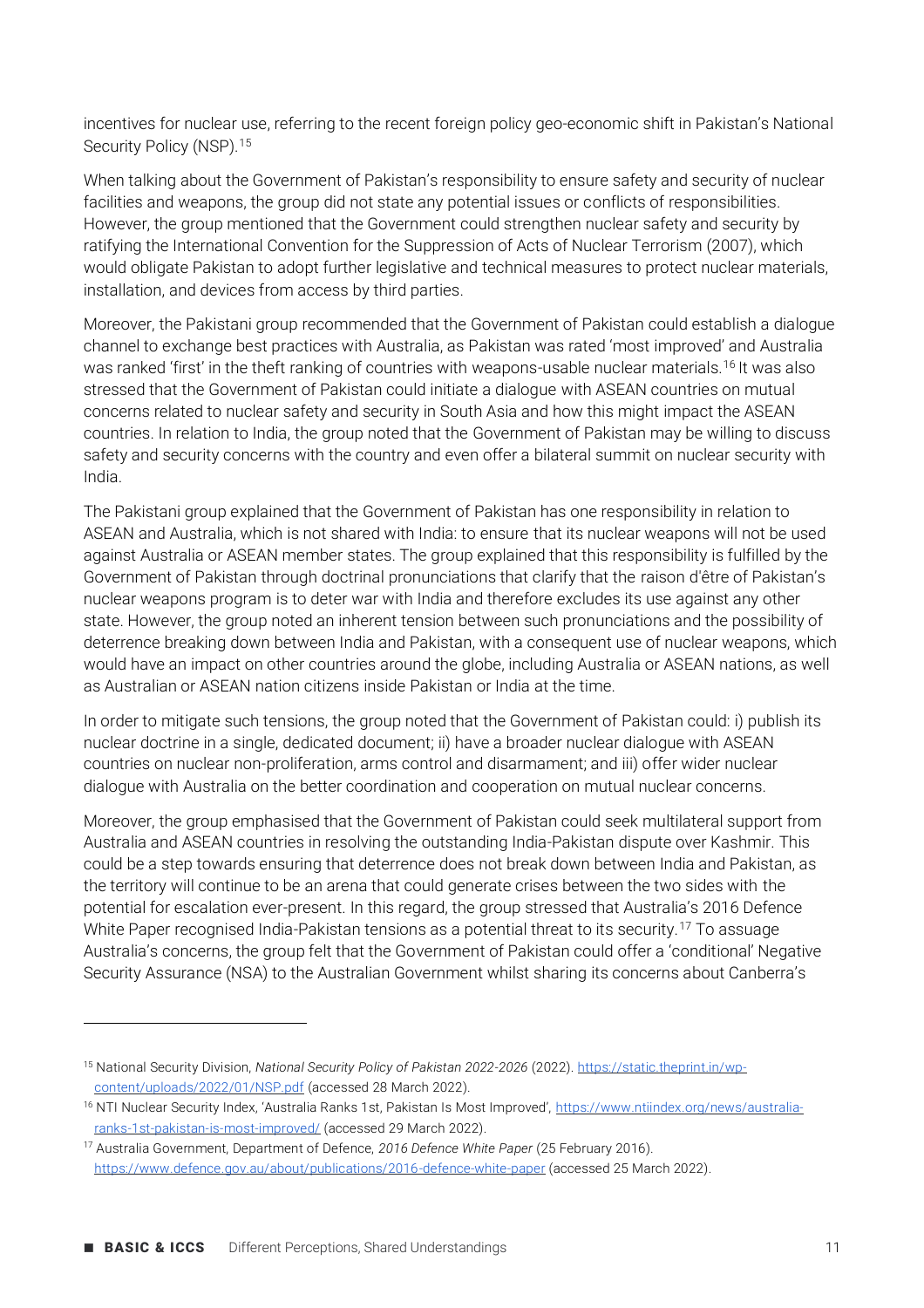incentives for nuclear use, referring to the recent foreign policy geo-economic shift in Pakistan's National Security Policy (NSP).[15]

When talking about the Government of Pakistan's responsibility to ensure safety and security of nuclear facilities and weapons, the group did not state any potential issues or conflicts of responsibilities. However, the group mentioned that the Government could strengthen nuclear safety and security by ratifying the International Convention for the Suppression of Acts of Nuclear Terrorism (2007), which would obligate Pakistan to adopt further legislative and technical measures to protect nuclear materials, installation, and devices from access by third parties.

Moreover, the Pakistani group recommended that the Government of Pakistan could establish a dialogue channel to exchange best practices with Australia, as Pakistan was rated 'most improved' and Australia was ranked 'first' in the theft ranking of countries with weapons-usable nuclear materials.[16] It was also stressed that the Government of Pakistan could initiate a dialogue with ASEAN countries on mutual concerns related to nuclear safety and security in South Asia and how this might impact the ASEAN countries. In relation to India, the group noted that the Government of Pakistan may be willing to discuss safety and security concerns with the country and even offer a bilateral summit on nuclear security with India.

The Pakistani group explained that the Government of Pakistan has one responsibility in relation to ASEAN and Australia, which is not shared with India: to ensure that its nuclear weapons will not be used against Australia or ASEAN member states. The group explained that this responsibility is fulfilled by the Government of Pakistan through doctrinal pronunciations that clarify that the raison d'être of Pakistan's nuclear weapons program is to deter war with India and therefore excludes its use against any other state. However, the group noted an inherent tension between such pronunciations and the possibility of deterrence breaking down between India and Pakistan, with a consequent use of nuclear weapons, which would have an impact on other countries around the globe, including Australia or ASEAN nations, as well as Australian or ASEAN nation citizens inside Pakistan or India at the time.

In order to mitigate such tensions, the group noted that the Government of Pakistan could: i) publish its nuclear doctrine in a single, dedicated document; ii) have a broader nuclear dialogue with ASEAN countries on nuclear non-proliferation, arms control and disarmament; and iii) offer wider nuclear dialogue with Australia on the better coordination and cooperation on mutual nuclear concerns.

Moreover, the group emphasised that the Government of Pakistan could seek multilateral support from Australia and ASEAN countries in resolving the outstanding India-Pakistan dispute over Kashmir. This could be a step towards ensuring that deterrence does not break down between India and Pakistan, as the territory will continue to be an arena that could generate crises between the two sides with the potential for escalation ever-present. In this regard, the group stressed that Australia's 2016 Defence White Paper recognised India-Pakistan tensions as a potential threat to its security.[17] To assuage Australia's concerns, the group felt that the Government of Pakistan could offer a 'conditional' Negative Security Assurance (NSA) to the Australian Government whilst sharing its concerns about Canberra's

---

[15] National Security Division, *National Security Policy of Pakistan 2022-2026* (2022). https://static.theprint.in/wp-content/uploads/2022/01/NSP.pdf (accessed 28 March 2022).

[16] NTI Nuclear Security Index, 'Australia Ranks 1st, Pakistan Is Most Improved', https://www.ntiindex.org/news/australia-ranks-1st-pakistan-is-most-improved/ (accessed 29 March 2022).

[17] Australia Government, Department of Defence, *2016 Defence White Paper* (25 February 2016). https://www.defence.gov.au/about/publications/2016-defence-white-paper (accessed 25 March 2022).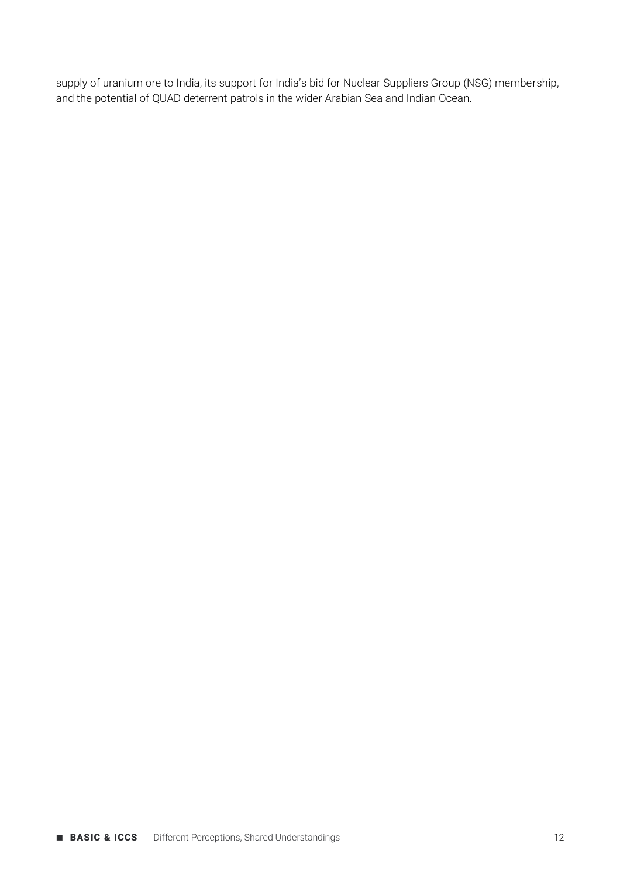supply of uranium ore to India, its support for India's bid for Nuclear Suppliers Group (NSG) membership, and the potential of QUAD deterrent patrols in the wider Arabian Sea and Indian Ocean.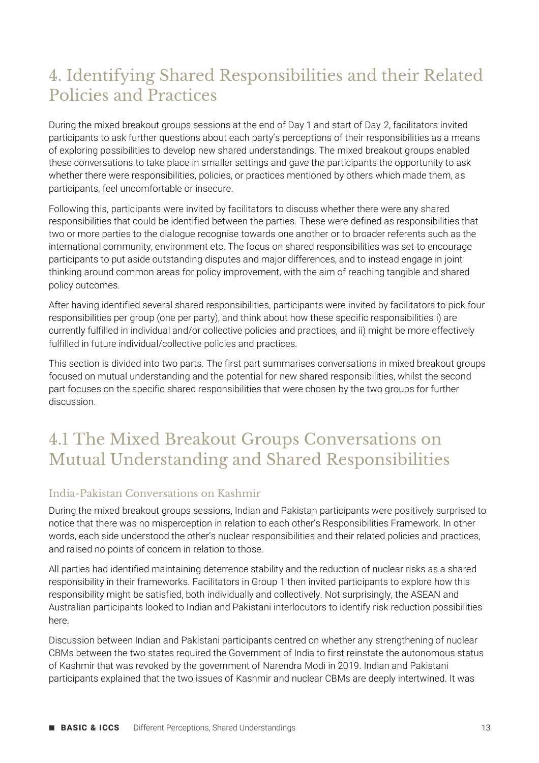# 4. Identifying Shared Responsibilities and their Related Policies and Practices

During the mixed breakout groups sessions at the end of Day 1 and start of Day 2, facilitators invited participants to ask further questions about each party's perceptions of their responsibilities as a means of exploring possibilities to develop new shared understandings. The mixed breakout groups enabled these conversations to take place in smaller settings and gave the participants the opportunity to ask whether there were responsibilities, policies, or practices mentioned by others which made them, as participants, feel uncomfortable or insecure.

Following this, participants were invited by facilitators to discuss whether there were any shared responsibilities that could be identified between the parties. These were defined as responsibilities that two or more parties to the dialogue recognise towards one another or to broader referents such as the international community, environment etc. The focus on shared responsibilities was set to encourage participants to put aside outstanding disputes and major differences, and to instead engage in joint thinking around common areas for policy improvement, with the aim of reaching tangible and shared policy outcomes.

After having identified several shared responsibilities, participants were invited by facilitators to pick four responsibilities per group (one per party), and think about how these specific responsibilities i) are currently fulfilled in individual and/or collective policies and practices, and ii) might be more effectively fulfilled in future individual/collective policies and practices.

This section is divided into two parts. The first part summarises conversations in mixed breakout groups focused on mutual understanding and the potential for new shared responsibilities, whilst the second part focuses on the specific shared responsibilities that were chosen by the two groups for further discussion.

## 4.1 The Mixed Breakout Groups Conversations on Mutual Understanding and Shared Responsibilities

### India-Pakistan Conversations on Kashmir

During the mixed breakout groups sessions, Indian and Pakistan participants were positively surprised to notice that there was no misperception in relation to each other's Responsibilities Framework. In other words, each side understood the other's nuclear responsibilities and their related policies and practices, and raised no points of concern in relation to those.

All parties had identified maintaining deterrence stability and the reduction of nuclear risks as a shared responsibility in their frameworks. Facilitators in Group 1 then invited participants to explore how this responsibility might be satisfied, both individually and collectively. Not surprisingly, the ASEAN and Australian participants looked to Indian and Pakistani interlocutors to identify risk reduction possibilities here.

Discussion between Indian and Pakistani participants centred on whether any strengthening of nuclear CBMs between the two states required the Government of India to first reinstate the autonomous status of Kashmir that was revoked by the government of Narendra Modi in 2019. Indian and Pakistani participants explained that the two issues of Kashmir and nuclear CBMs are deeply intertwined. It was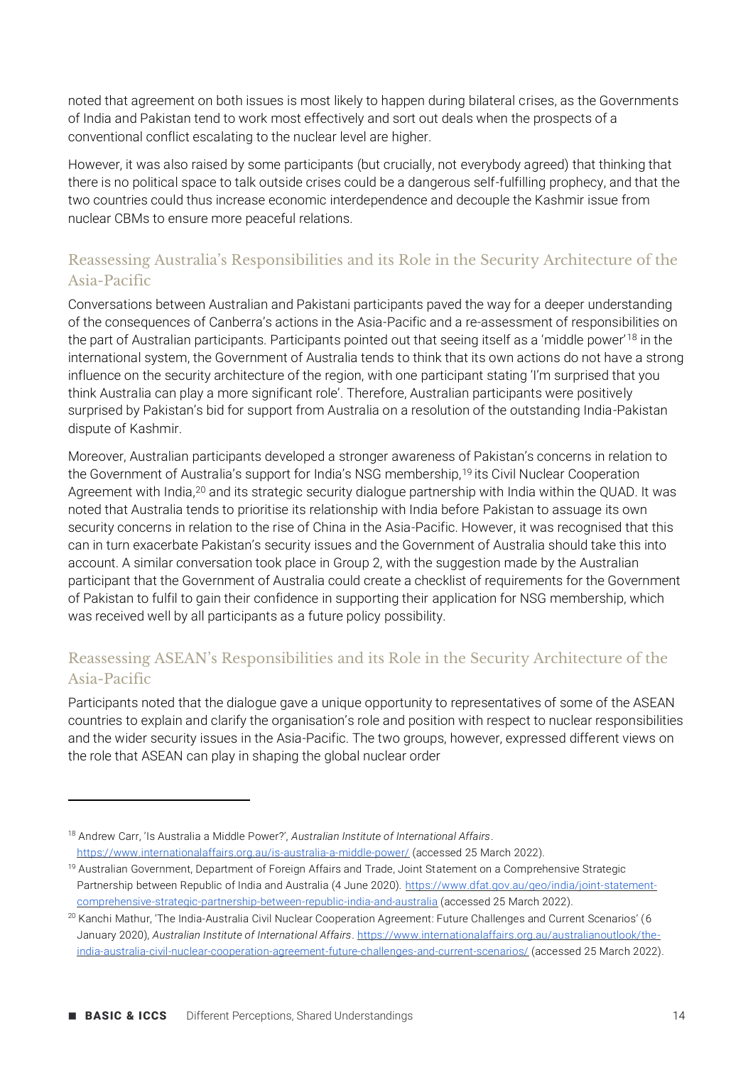noted that agreement on both issues is most likely to happen during bilateral crises, as the Governments of India and Pakistan tend to work most effectively and sort out deals when the prospects of a conventional conflict escalating to the nuclear level are higher.

However, it was also raised by some participants (but crucially, not everybody agreed) that thinking that there is no political space to talk outside crises could be a dangerous self-fulfilling prophecy, and that the two countries could thus increase economic interdependence and decouple the Kashmir issue from nuclear CBMs to ensure more peaceful relations.

### Reassessing Australia's Responsibilities and its Role in the Security Architecture of the Asia-Pacific

Conversations between Australian and Pakistani participants paved the way for a deeper understanding of the consequences of Canberra's actions in the Asia-Pacific and a re-assessment of responsibilities on the part of Australian participants. Participants pointed out that seeing itself as a 'middle power'[18] in the international system, the Government of Australia tends to think that its own actions do not have a strong influence on the security architecture of the region, with one participant stating 'I'm surprised that you think Australia can play a more significant role'. Therefore, Australian participants were positively surprised by Pakistan's bid for support from Australia on a resolution of the outstanding India-Pakistan dispute of Kashmir.

Moreover, Australian participants developed a stronger awareness of Pakistan's concerns in relation to the Government of Australia's support for India's NSG membership,[19] its Civil Nuclear Cooperation Agreement with India,[20] and its strategic security dialogue partnership with India within the QUAD. It was noted that Australia tends to prioritise its relationship with India before Pakistan to assuage its own security concerns in relation to the rise of China in the Asia-Pacific. However, it was recognised that this can in turn exacerbate Pakistan's security issues and the Government of Australia should take this into account. A similar conversation took place in Group 2, with the suggestion made by the Australian participant that the Government of Australia could create a checklist of requirements for the Government of Pakistan to fulfil to gain their confidence in supporting their application for NSG membership, which was received well by all participants as a future policy possibility.

### Reassessing ASEAN's Responsibilities and its Role in the Security Architecture of the Asia-Pacific

Participants noted that the dialogue gave a unique opportunity to representatives of some of the ASEAN countries to explain and clarify the organisation's role and position with respect to nuclear responsibilities and the wider security issues in the Asia-Pacific. The two groups, however, expressed different views on the role that ASEAN can play in shaping the global nuclear order

---

[18] Andrew Carr, 'Is Australia a Middle Power?', *Australian Institute of International Affairs*. https://www.internationalaffairs.org.au/is-australia-a-middle-power/ (accessed 25 March 2022).

[19] Australian Government, Department of Foreign Affairs and Trade, Joint Statement on a Comprehensive Strategic Partnership between Republic of India and Australia (4 June 2020). https://www.dfat.gov.au/geo/india/joint-statement-comprehensive-strategic-partnership-between-republic-india-and-australia (accessed 25 March 2022).

[20] Kanchi Mathur, 'The India-Australia Civil Nuclear Cooperation Agreement: Future Challenges and Current Scenarios' (6 January 2020), *Australian Institute of International Affairs*. https://www.internationalaffairs.org.au/australianoutlook/the-india-australia-civil-nuclear-cooperation-agreement-future-challenges-and-current-scenarios/ (accessed 25 March 2022).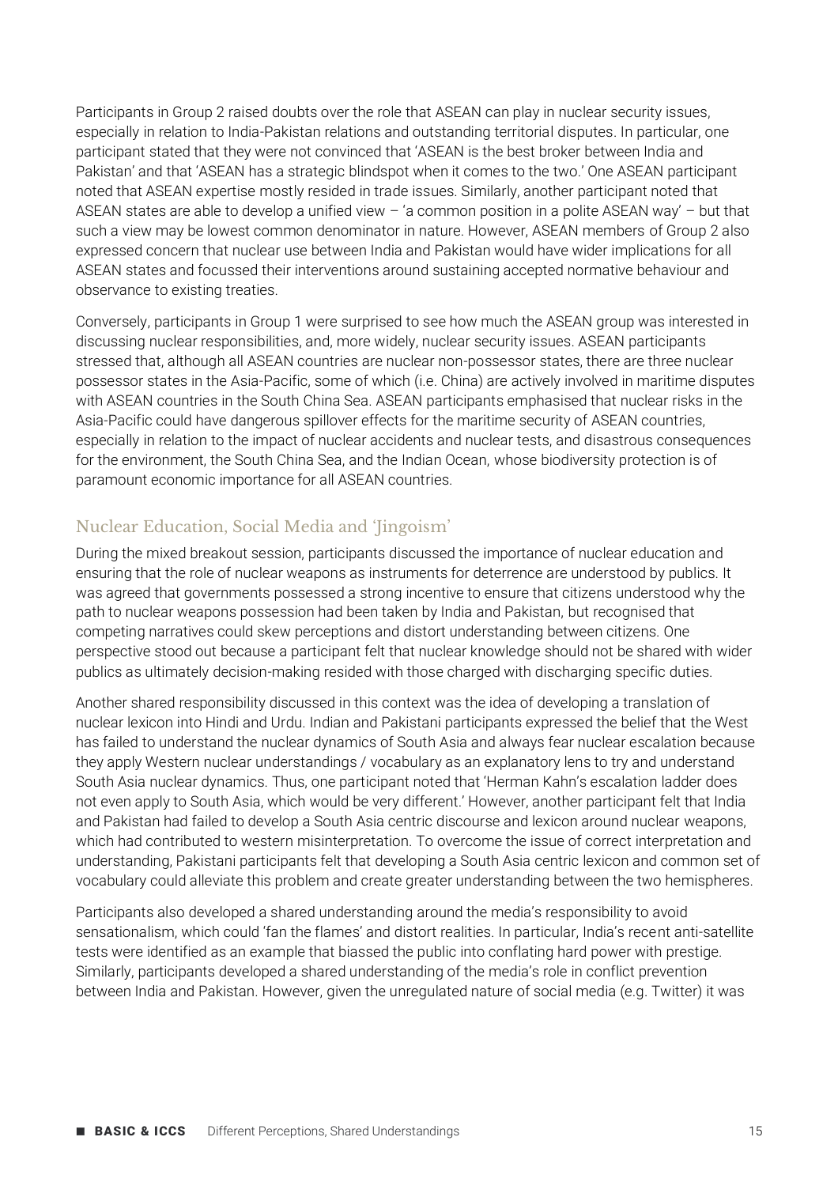Participants in Group 2 raised doubts over the role that ASEAN can play in nuclear security issues, especially in relation to India-Pakistan relations and outstanding territorial disputes. In particular, one participant stated that they were not convinced that 'ASEAN is the best broker between India and Pakistan' and that 'ASEAN has a strategic blindspot when it comes to the two.' One ASEAN participant noted that ASEAN expertise mostly resided in trade issues. Similarly, another participant noted that ASEAN states are able to develop a unified view – 'a common position in a polite ASEAN way' – but that such a view may be lowest common denominator in nature. However, ASEAN members of Group 2 also expressed concern that nuclear use between India and Pakistan would have wider implications for all ASEAN states and focussed their interventions around sustaining accepted normative behaviour and observance to existing treaties.

Conversely, participants in Group 1 were surprised to see how much the ASEAN group was interested in discussing nuclear responsibilities, and, more widely, nuclear security issues. ASEAN participants stressed that, although all ASEAN countries are nuclear non-possessor states, there are three nuclear possessor states in the Asia-Pacific, some of which (i.e. China) are actively involved in maritime disputes with ASEAN countries in the South China Sea. ASEAN participants emphasised that nuclear risks in the Asia-Pacific could have dangerous spillover effects for the maritime security of ASEAN countries, especially in relation to the impact of nuclear accidents and nuclear tests, and disastrous consequences for the environment, the South China Sea, and the Indian Ocean, whose biodiversity protection is of paramount economic importance for all ASEAN countries.

## Nuclear Education, Social Media and 'Jingoism'

During the mixed breakout session, participants discussed the importance of nuclear education and ensuring that the role of nuclear weapons as instruments for deterrence are understood by publics. It was agreed that governments possessed a strong incentive to ensure that citizens understood why the path to nuclear weapons possession had been taken by India and Pakistan, but recognised that competing narratives could skew perceptions and distort understanding between citizens. One perspective stood out because a participant felt that nuclear knowledge should not be shared with wider publics as ultimately decision-making resided with those charged with discharging specific duties.

Another shared responsibility discussed in this context was the idea of developing a translation of nuclear lexicon into Hindi and Urdu. Indian and Pakistani participants expressed the belief that the West has failed to understand the nuclear dynamics of South Asia and always fear nuclear escalation because they apply Western nuclear understandings / vocabulary as an explanatory lens to try and understand South Asia nuclear dynamics. Thus, one participant noted that 'Herman Kahn's escalation ladder does not even apply to South Asia, which would be very different.' However, another participant felt that India and Pakistan had failed to develop a South Asia centric discourse and lexicon around nuclear weapons, which had contributed to western misinterpretation. To overcome the issue of correct interpretation and understanding, Pakistani participants felt that developing a South Asia centric lexicon and common set of vocabulary could alleviate this problem and create greater understanding between the two hemispheres.

Participants also developed a shared understanding around the media's responsibility to avoid sensationalism, which could 'fan the flames' and distort realities. In particular, India's recent anti-satellite tests were identified as an example that biassed the public into conflating hard power with prestige. Similarly, participants developed a shared understanding of the media's role in conflict prevention between India and Pakistan. However, given the unregulated nature of social media (e.g. Twitter) it was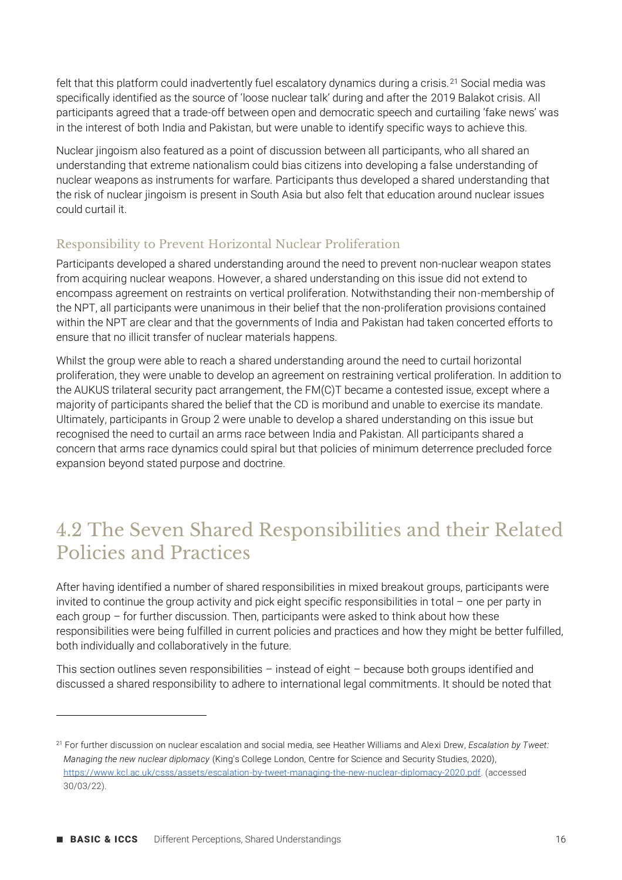felt that this platform could inadvertently fuel escalatory dynamics during a crisis.[21] Social media was specifically identified as the source of 'loose nuclear talk' during and after the 2019 Balakot crisis. All participants agreed that a trade-off between open and democratic speech and curtailing 'fake news' was in the interest of both India and Pakistan, but were unable to identify specific ways to achieve this.

Nuclear jingoism also featured as a point of discussion between all participants, who all shared an understanding that extreme nationalism could bias citizens into developing a false understanding of nuclear weapons as instruments for warfare. Participants thus developed a shared understanding that the risk of nuclear jingoism is present in South Asia but also felt that education around nuclear issues could curtail it.

### Responsibility to Prevent Horizontal Nuclear Proliferation

Participants developed a shared understanding around the need to prevent non-nuclear weapon states from acquiring nuclear weapons. However, a shared understanding on this issue did not extend to encompass agreement on restraints on vertical proliferation. Notwithstanding their non-membership of the NPT, all participants were unanimous in their belief that the non-proliferation provisions contained within the NPT are clear and that the governments of India and Pakistan had taken concerted efforts to ensure that no illicit transfer of nuclear materials happens.

Whilst the group were able to reach a shared understanding around the need to curtail horizontal proliferation, they were unable to develop an agreement on restraining vertical proliferation. In addition to the AUKUS trilateral security pact arrangement, the FM(C)T became a contested issue, except where a majority of participants shared the belief that the CD is moribund and unable to exercise its mandate. Ultimately, participants in Group 2 were unable to develop a shared understanding on this issue but recognised the need to curtail an arms race between India and Pakistan. All participants shared a concern that arms race dynamics could spiral but that policies of minimum deterrence precluded force expansion beyond stated purpose and doctrine.

## 4.2 The Seven Shared Responsibilities and their Related Policies and Practices

After having identified a number of shared responsibilities in mixed breakout groups, participants were invited to continue the group activity and pick eight specific responsibilities in total – one per party in each group – for further discussion. Then, participants were asked to think about how these responsibilities were being fulfilled in current policies and practices and how they might be better fulfilled, both individually and collaboratively in the future.

This section outlines seven responsibilities – instead of eight – because both groups identified and discussed a shared responsibility to adhere to international legal commitments. It should be noted that

[21] For further discussion on nuclear escalation and social media, see Heather Williams and Alexi Drew, *Escalation by Tweet: Managing the new nuclear diplomacy* (King's College London, Centre for Science and Security Studies, 2020), https://www.kcl.ac.uk/csss/assets/escalation-by-tweet-managing-the-new-nuclear-diplomacy-2020.pdf. (accessed 30/03/22).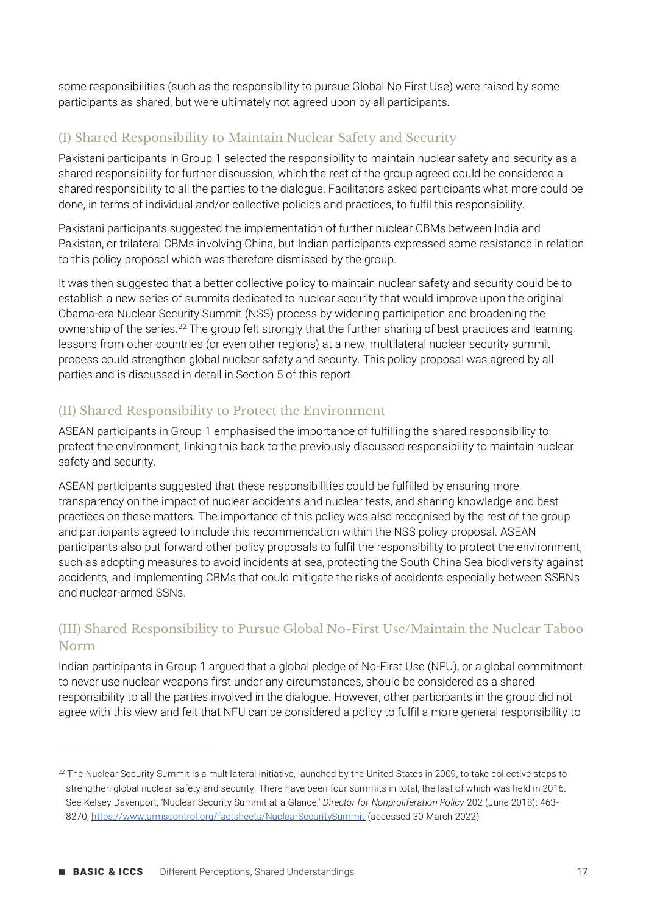some responsibilities (such as the responsibility to pursue Global No First Use) were raised by some participants as shared, but were ultimately not agreed upon by all participants.

### (I) Shared Responsibility to Maintain Nuclear Safety and Security

Pakistani participants in Group 1 selected the responsibility to maintain nuclear safety and security as a shared responsibility for further discussion, which the rest of the group agreed could be considered a shared responsibility to all the parties to the dialogue. Facilitators asked participants what more could be done, in terms of individual and/or collective policies and practices, to fulfil this responsibility.

Pakistani participants suggested the implementation of further nuclear CBMs between India and Pakistan, or trilateral CBMs involving China, but Indian participants expressed some resistance in relation to this policy proposal which was therefore dismissed by the group.

It was then suggested that a better collective policy to maintain nuclear safety and security could be to establish a new series of summits dedicated to nuclear security that would improve upon the original Obama-era Nuclear Security Summit (NSS) process by widening participation and broadening the ownership of the series.[22] The group felt strongly that the further sharing of best practices and learning lessons from other countries (or even other regions) at a new, multilateral nuclear security summit process could strengthen global nuclear safety and security. This policy proposal was agreed by all parties and is discussed in detail in Section 5 of this report.

### (II) Shared Responsibility to Protect the Environment

ASEAN participants in Group 1 emphasised the importance of fulfilling the shared responsibility to protect the environment, linking this back to the previously discussed responsibility to maintain nuclear safety and security.

ASEAN participants suggested that these responsibilities could be fulfilled by ensuring more transparency on the impact of nuclear accidents and nuclear tests, and sharing knowledge and best practices on these matters. The importance of this policy was also recognised by the rest of the group and participants agreed to include this recommendation within the NSS policy proposal. ASEAN participants also put forward other policy proposals to fulfil the responsibility to protect the environment, such as adopting measures to avoid incidents at sea, protecting the South China Sea biodiversity against accidents, and implementing CBMs that could mitigate the risks of accidents especially between SSBNs and nuclear-armed SSNs.

### (III) Shared Responsibility to Pursue Global No-First Use/Maintain the Nuclear Taboo Norm

Indian participants in Group 1 argued that a global pledge of No-First Use (NFU), or a global commitment to never use nuclear weapons first under any circumstances, should be considered as a shared responsibility to all the parties involved in the dialogue. However, other participants in the group did not agree with this view and felt that NFU can be considered a policy to fulfil a more general responsibility to

---

[22] The Nuclear Security Summit is a multilateral initiative, launched by the United States in 2009, to take collective steps to strengthen global nuclear safety and security. There have been four summits in total, the last of which was held in 2016. See Kelsey Davenport, 'Nuclear Security Summit at a Glance,' *Director for Nonproliferation Policy* 202 (June 2018): 463-8270, https://www.armscontrol.org/factsheets/NuclearSecuritySummit (accessed 30 March 2022)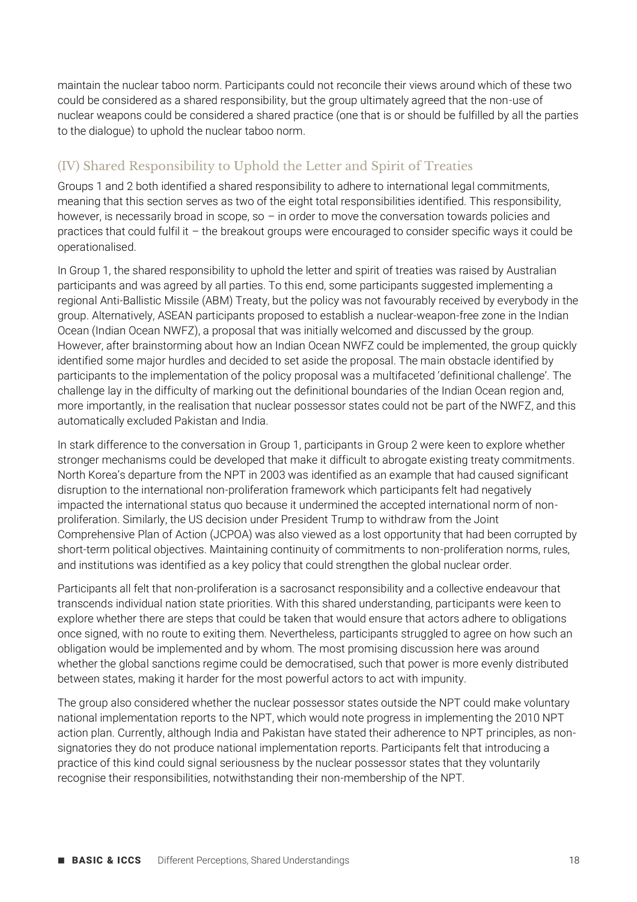maintain the nuclear taboo norm. Participants could not reconcile their views around which of these two could be considered as a shared responsibility, but the group ultimately agreed that the non-use of nuclear weapons could be considered a shared practice (one that is or should be fulfilled by all the parties to the dialogue) to uphold the nuclear taboo norm.

## (IV) Shared Responsibility to Uphold the Letter and Spirit of Treaties

Groups 1 and 2 both identified a shared responsibility to adhere to international legal commitments, meaning that this section serves as two of the eight total responsibilities identified. This responsibility, however, is necessarily broad in scope, so – in order to move the conversation towards policies and practices that could fulfil it – the breakout groups were encouraged to consider specific ways it could be operationalised.

In Group 1, the shared responsibility to uphold the letter and spirit of treaties was raised by Australian participants and was agreed by all parties. To this end, some participants suggested implementing a regional Anti-Ballistic Missile (ABM) Treaty, but the policy was not favourably received by everybody in the group. Alternatively, ASEAN participants proposed to establish a nuclear-weapon-free zone in the Indian Ocean (Indian Ocean NWFZ), a proposal that was initially welcomed and discussed by the group. However, after brainstorming about how an Indian Ocean NWFZ could be implemented, the group quickly identified some major hurdles and decided to set aside the proposal. The main obstacle identified by participants to the implementation of the policy proposal was a multifaceted 'definitional challenge'. The challenge lay in the difficulty of marking out the definitional boundaries of the Indian Ocean region and, more importantly, in the realisation that nuclear possessor states could not be part of the NWFZ, and this automatically excluded Pakistan and India.

In stark difference to the conversation in Group 1, participants in Group 2 were keen to explore whether stronger mechanisms could be developed that make it difficult to abrogate existing treaty commitments. North Korea's departure from the NPT in 2003 was identified as an example that had caused significant disruption to the international non-proliferation framework which participants felt had negatively impacted the international status quo because it undermined the accepted international norm of non-proliferation. Similarly, the US decision under President Trump to withdraw from the Joint Comprehensive Plan of Action (JCPOA) was also viewed as a lost opportunity that had been corrupted by short-term political objectives. Maintaining continuity of commitments to non-proliferation norms, rules, and institutions was identified as a key policy that could strengthen the global nuclear order.

Participants all felt that non-proliferation is a sacrosanct responsibility and a collective endeavour that transcends individual nation state priorities. With this shared understanding, participants were keen to explore whether there are steps that could be taken that would ensure that actors adhere to obligations once signed, with no route to exiting them. Nevertheless, participants struggled to agree on how such an obligation would be implemented and by whom. The most promising discussion here was around whether the global sanctions regime could be democratised, such that power is more evenly distributed between states, making it harder for the most powerful actors to act with impunity.

The group also considered whether the nuclear possessor states outside the NPT could make voluntary national implementation reports to the NPT, which would note progress in implementing the 2010 NPT action plan. Currently, although India and Pakistan have stated their adherence to NPT principles, as non-signatories they do not produce national implementation reports. Participants felt that introducing a practice of this kind could signal seriousness by the nuclear possessor states that they voluntarily recognise their responsibilities, notwithstanding their non-membership of the NPT.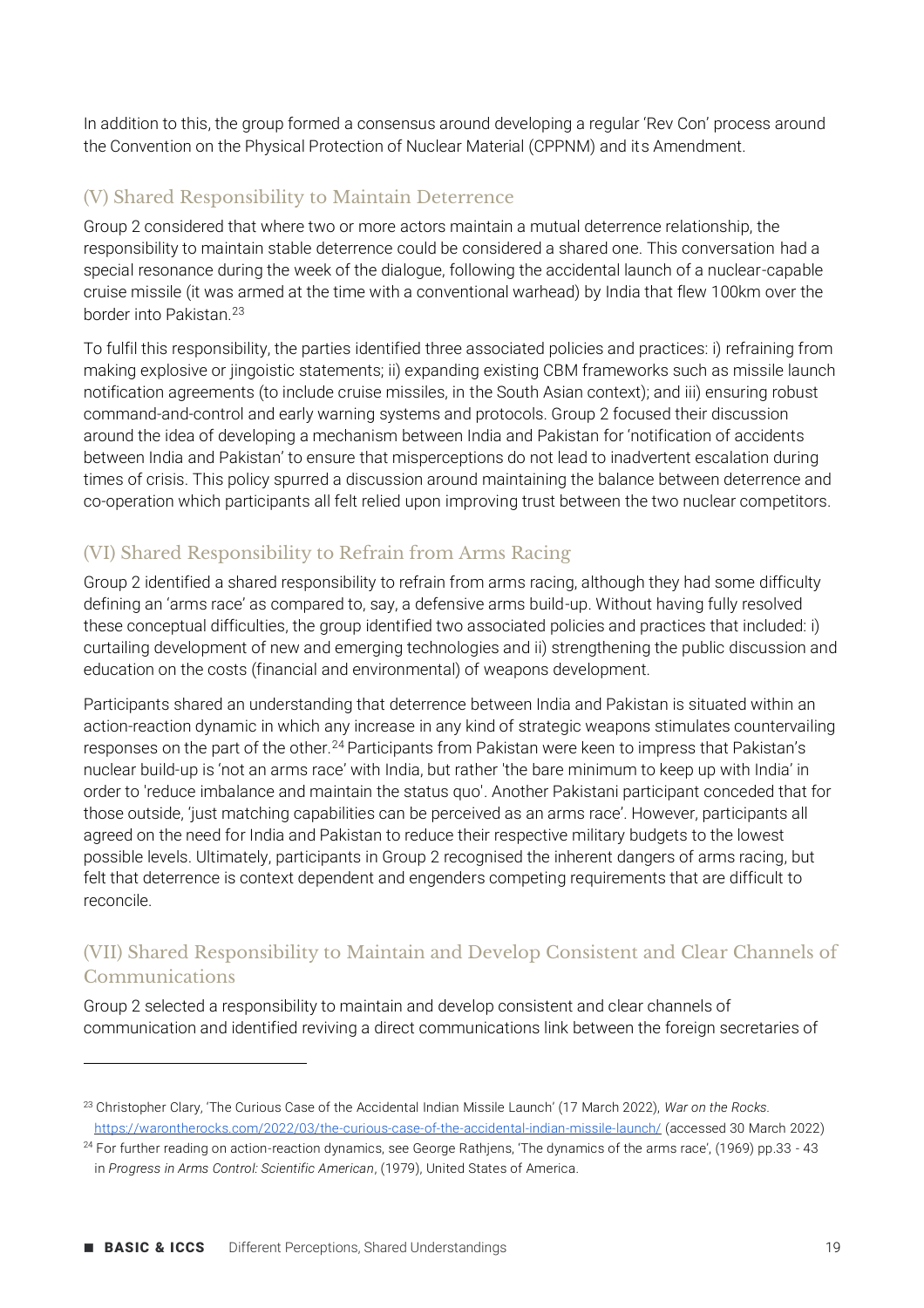In addition to this, the group formed a consensus around developing a regular 'Rev Con' process around the Convention on the Physical Protection of Nuclear Material (CPPNM) and its Amendment.

### (V) Shared Responsibility to Maintain Deterrence

Group 2 considered that where two or more actors maintain a mutual deterrence relationship, the responsibility to maintain stable deterrence could be considered a shared one. This conversation had a special resonance during the week of the dialogue, following the accidental launch of a nuclear-capable cruise missile (it was armed at the time with a conventional warhead) by India that flew 100km over the border into Pakistan.[23]

To fulfil this responsibility, the parties identified three associated policies and practices: i) refraining from making explosive or jingoistic statements; ii) expanding existing CBM frameworks such as missile launch notification agreements (to include cruise missiles, in the South Asian context); and iii) ensuring robust command-and-control and early warning systems and protocols. Group 2 focused their discussion around the idea of developing a mechanism between India and Pakistan for 'notification of accidents between India and Pakistan' to ensure that misperceptions do not lead to inadvertent escalation during times of crisis. This policy spurred a discussion around maintaining the balance between deterrence and co-operation which participants all felt relied upon improving trust between the two nuclear competitors.

### (VI) Shared Responsibility to Refrain from Arms Racing

Group 2 identified a shared responsibility to refrain from arms racing, although they had some difficulty defining an 'arms race' as compared to, say, a defensive arms build-up. Without having fully resolved these conceptual difficulties, the group identified two associated policies and practices that included: i) curtailing development of new and emerging technologies and ii) strengthening the public discussion and education on the costs (financial and environmental) of weapons development.

Participants shared an understanding that deterrence between India and Pakistan is situated within an action-reaction dynamic in which any increase in any kind of strategic weapons stimulates countervailing responses on the part of the other.[24] Participants from Pakistan were keen to impress that Pakistan's nuclear build-up is 'not an arms race' with India, but rather 'the bare minimum to keep up with India' in order to 'reduce imbalance and maintain the status quo'. Another Pakistani participant conceded that for those outside, 'just matching capabilities can be perceived as an arms race'. However, participants all agreed on the need for India and Pakistan to reduce their respective military budgets to the lowest possible levels. Ultimately, participants in Group 2 recognised the inherent dangers of arms racing, but felt that deterrence is context dependent and engenders competing requirements that are difficult to reconcile.

### (VII) Shared Responsibility to Maintain and Develop Consistent and Clear Channels of Communications

Group 2 selected a responsibility to maintain and develop consistent and clear channels of communication and identified reviving a direct communications link between the foreign secretaries of

---

[23] Christopher Clary, 'The Curious Case of the Accidental Indian Missile Launch' (17 March 2022), *War on the Rocks*. https://warontherocks.com/2022/03/the-curious-case-of-the-accidental-indian-missile-launch/ (accessed 30 March 2022)

[24] For further reading on action-reaction dynamics, see George Rathjens, 'The dynamics of the arms race', (1969) pp.33 - 43 in *Progress in Arms Control: Scientific American*, (1979), United States of America.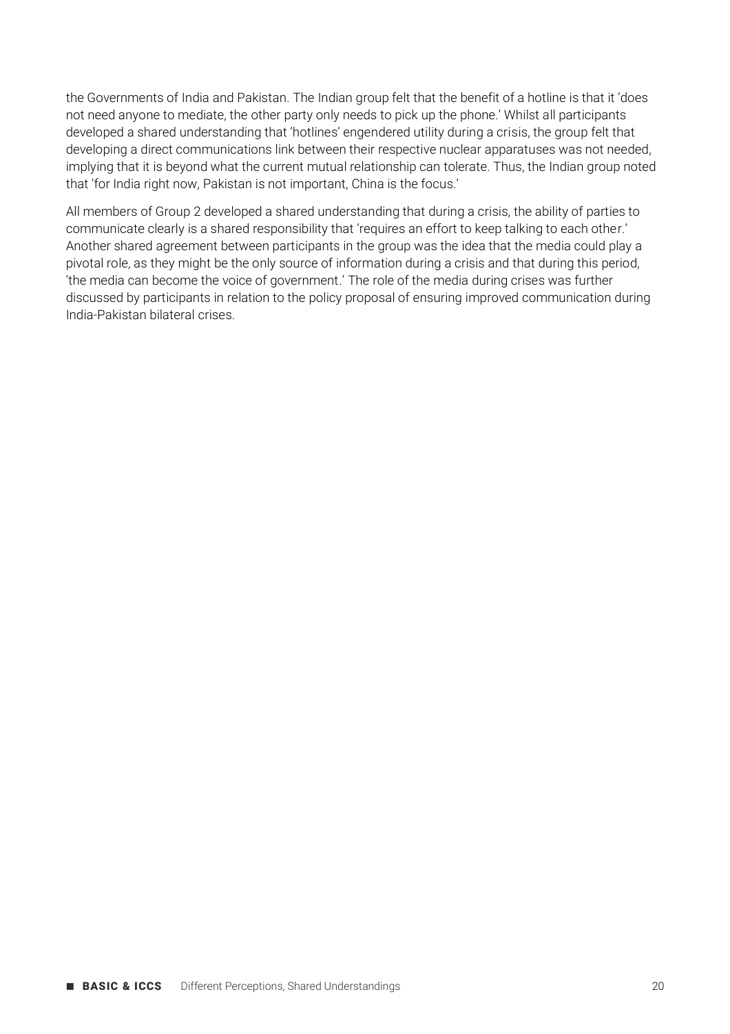the Governments of India and Pakistan. The Indian group felt that the benefit of a hotline is that it 'does not need anyone to mediate, the other party only needs to pick up the phone.' Whilst all participants developed a shared understanding that 'hotlines' engendered utility during a crisis, the group felt that developing a direct communications link between their respective nuclear apparatuses was not needed, implying that it is beyond what the current mutual relationship can tolerate. Thus, the Indian group noted that 'for India right now, Pakistan is not important, China is the focus.'

All members of Group 2 developed a shared understanding that during a crisis, the ability of parties to communicate clearly is a shared responsibility that 'requires an effort to keep talking to each other.' Another shared agreement between participants in the group was the idea that the media could play a pivotal role, as they might be the only source of information during a crisis and that during this period, 'the media can become the voice of government.' The role of the media during crises was further discussed by participants in relation to the policy proposal of ensuring improved communication during India-Pakistan bilateral crises.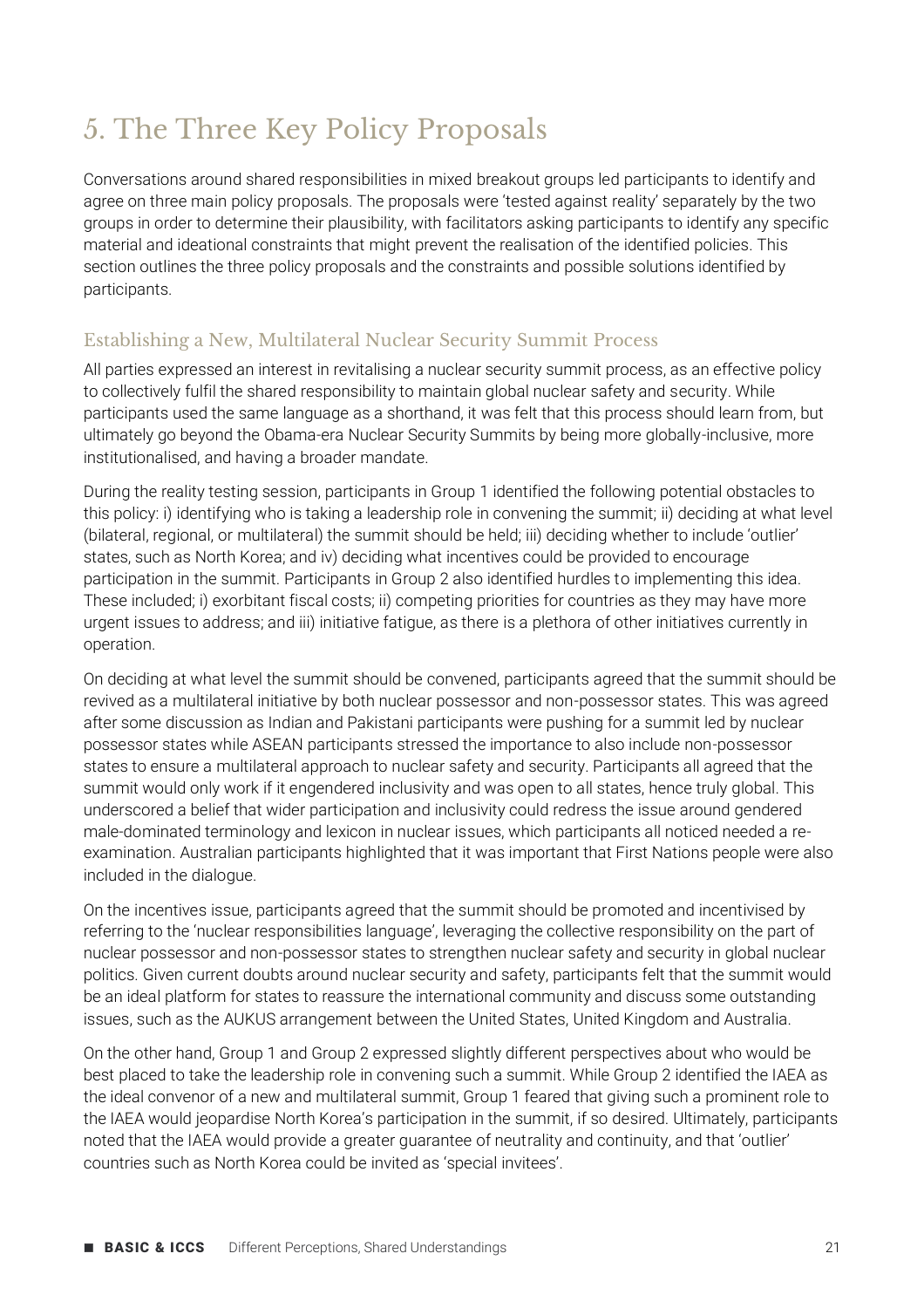# 5. The Three Key Policy Proposals

Conversations around shared responsibilities in mixed breakout groups led participants to identify and agree on three main policy proposals. The proposals were 'tested against reality' separately by the two groups in order to determine their plausibility, with facilitators asking participants to identify any specific material and ideational constraints that might prevent the realisation of the identified policies. This section outlines the three policy proposals and the constraints and possible solutions identified by participants.

## Establishing a New, Multilateral Nuclear Security Summit Process

All parties expressed an interest in revitalising a nuclear security summit process, as an effective policy to collectively fulfil the shared responsibility to maintain global nuclear safety and security. While participants used the same language as a shorthand, it was felt that this process should learn from, but ultimately go beyond the Obama-era Nuclear Security Summits by being more globally-inclusive, more institutionalised, and having a broader mandate.

During the reality testing session, participants in Group 1 identified the following potential obstacles to this policy: i) identifying who is taking a leadership role in convening the summit; ii) deciding at what level (bilateral, regional, or multilateral) the summit should be held; iii) deciding whether to include 'outlier' states, such as North Korea; and iv) deciding what incentives could be provided to encourage participation in the summit. Participants in Group 2 also identified hurdles to implementing this idea. These included; i) exorbitant fiscal costs; ii) competing priorities for countries as they may have more urgent issues to address; and iii) initiative fatigue, as there is a plethora of other initiatives currently in operation.

On deciding at what level the summit should be convened, participants agreed that the summit should be revived as a multilateral initiative by both nuclear possessor and non-possessor states. This was agreed after some discussion as Indian and Pakistani participants were pushing for a summit led by nuclear possessor states while ASEAN participants stressed the importance to also include non-possessor states to ensure a multilateral approach to nuclear safety and security. Participants all agreed that the summit would only work if it engendered inclusivity and was open to all states, hence truly global. This underscored a belief that wider participation and inclusivity could redress the issue around gendered male-dominated terminology and lexicon in nuclear issues, which participants all noticed needed a re-examination. Australian participants highlighted that it was important that First Nations people were also included in the dialogue.

On the incentives issue, participants agreed that the summit should be promoted and incentivised by referring to the 'nuclear responsibilities language', leveraging the collective responsibility on the part of nuclear possessor and non-possessor states to strengthen nuclear safety and security in global nuclear politics. Given current doubts around nuclear security and safety, participants felt that the summit would be an ideal platform for states to reassure the international community and discuss some outstanding issues, such as the AUKUS arrangement between the United States, United Kingdom and Australia.

On the other hand, Group 1 and Group 2 expressed slightly different perspectives about who would be best placed to take the leadership role in convening such a summit. While Group 2 identified the IAEA as the ideal convenor of a new and multilateral summit, Group 1 feared that giving such a prominent role to the IAEA would jeopardise North Korea's participation in the summit, if so desired. Ultimately, participants noted that the IAEA would provide a greater guarantee of neutrality and continuity, and that 'outlier' countries such as North Korea could be invited as 'special invitees'.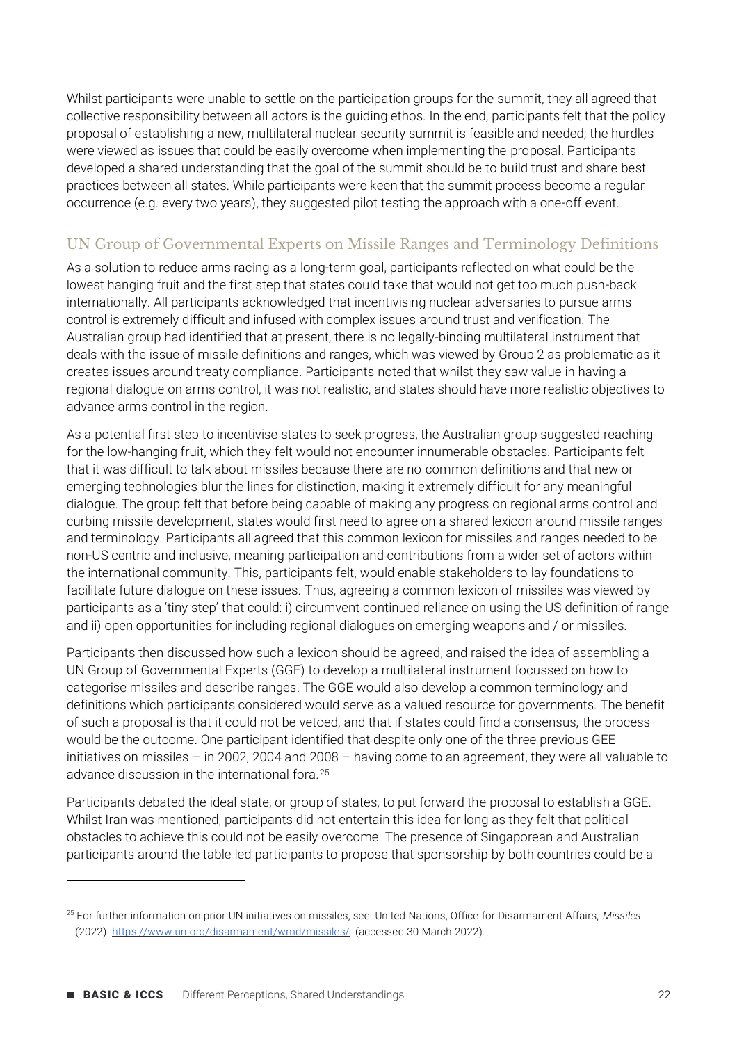Whilst participants were unable to settle on the participation groups for the summit, they all agreed that collective responsibility between all actors is the guiding ethos. In the end, participants felt that the policy proposal of establishing a new, multilateral nuclear security summit is feasible and needed; the hurdles were viewed as issues that could be easily overcome when implementing the proposal. Participants developed a shared understanding that the goal of the summit should be to build trust and share best practices between all states. While participants were keen that the summit process become a regular occurrence (e.g. every two years), they suggested pilot testing the approach with a one-off event.

## UN Group of Governmental Experts on Missile Ranges and Terminology Definitions

As a solution to reduce arms racing as a long-term goal, participants reflected on what could be the lowest hanging fruit and the first step that states could take that would not get too much push-back internationally. All participants acknowledged that incentivising nuclear adversaries to pursue arms control is extremely difficult and infused with complex issues around trust and verification. The Australian group had identified that at present, there is no legally-binding multilateral instrument that deals with the issue of missile definitions and ranges, which was viewed by Group 2 as problematic as it creates issues around treaty compliance. Participants noted that whilst they saw value in having a regional dialogue on arms control, it was not realistic, and states should have more realistic objectives to advance arms control in the region.

As a potential first step to incentivise states to seek progress, the Australian group suggested reaching for the low-hanging fruit, which they felt would not encounter innumerable obstacles. Participants felt that it was difficult to talk about missiles because there are no common definitions and that new or emerging technologies blur the lines for distinction, making it extremely difficult for any meaningful dialogue. The group felt that before being capable of making any progress on regional arms control and curbing missile development, states would first need to agree on a shared lexicon around missile ranges and terminology. Participants all agreed that this common lexicon for missiles and ranges needed to be non-US centric and inclusive, meaning participation and contributions from a wider set of actors within the international community. This, participants felt, would enable stakeholders to lay foundations to facilitate future dialogue on these issues. Thus, agreeing a common lexicon of missiles was viewed by participants as a 'tiny step' that could: i) circumvent continued reliance on using the US definition of range and ii) open opportunities for including regional dialogues on emerging weapons and / or missiles.

Participants then discussed how such a lexicon should be agreed, and raised the idea of assembling a UN Group of Governmental Experts (GGE) to develop a multilateral instrument focussed on how to categorise missiles and describe ranges. The GGE would also develop a common terminology and definitions which participants considered would serve as a valued resource for governments. The benefit of such a proposal is that it could not be vetoed, and that if states could find a consensus, the process would be the outcome. One participant identified that despite only one of the three previous GEE initiatives on missiles – in 2002, 2004 and 2008 – having come to an agreement, they were all valuable to advance discussion in the international fora.[25]

Participants debated the ideal state, or group of states, to put forward the proposal to establish a GGE. Whilst Iran was mentioned, participants did not entertain this idea for long as they felt that political obstacles to achieve this could not be easily overcome. The presence of Singaporean and Australian participants around the table led participants to propose that sponsorship by both countries could be a

---

[25] For further information on prior UN initiatives on missiles, see: United Nations, Office for Disarmament Affairs, *Missiles* (2022). https://www.un.org/disarmament/wmd/missiles/. (accessed 30 March 2022).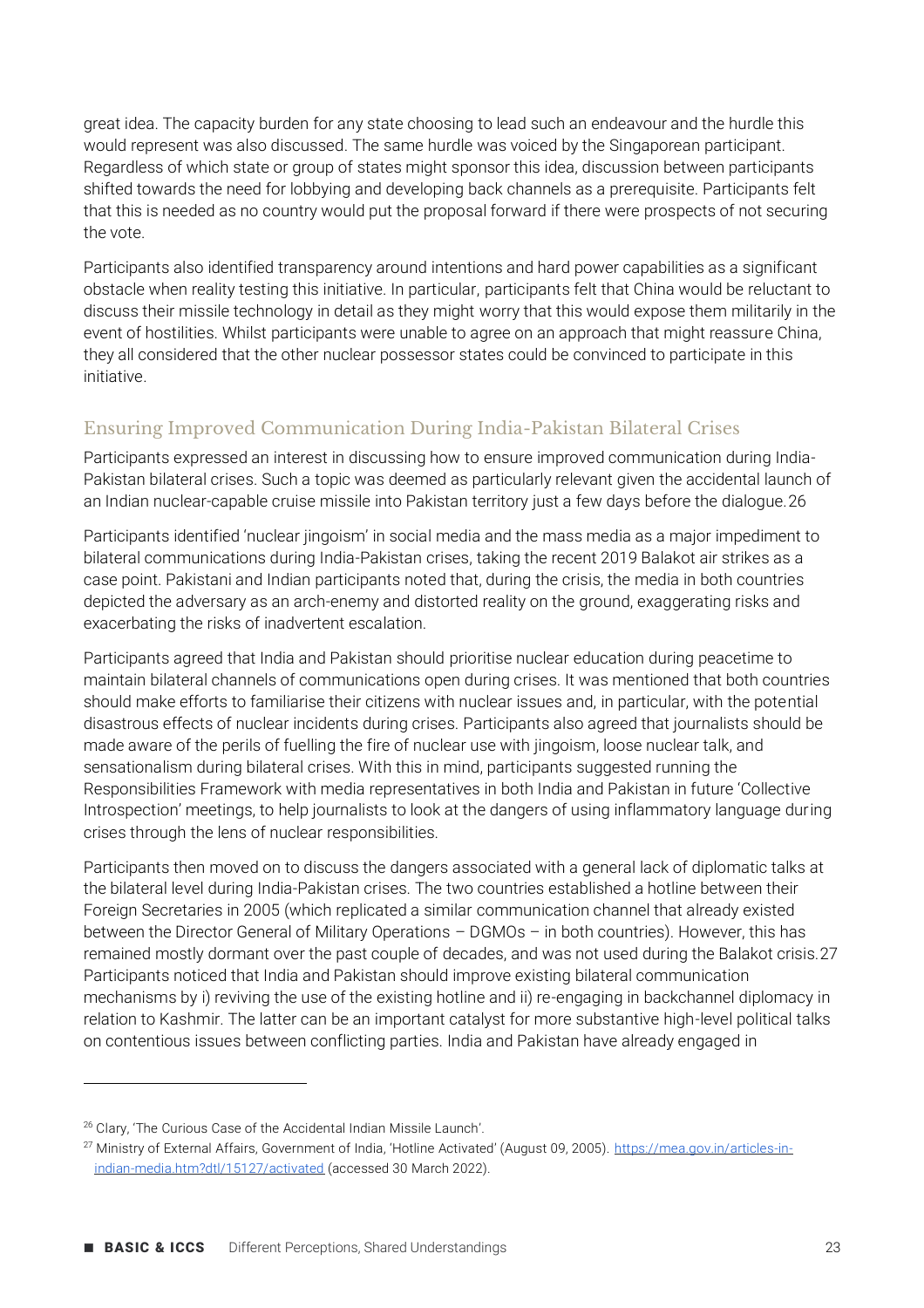great idea. The capacity burden for any state choosing to lead such an endeavour and the hurdle this would represent was also discussed. The same hurdle was voiced by the Singaporean participant. Regardless of which state or group of states might sponsor this idea, discussion between participants shifted towards the need for lobbying and developing back channels as a prerequisite. Participants felt that this is needed as no country would put the proposal forward if there were prospects of not securing the vote.

Participants also identified transparency around intentions and hard power capabilities as a significant obstacle when reality testing this initiative. In particular, participants felt that China would be reluctant to discuss their missile technology in detail as they might worry that this would expose them militarily in the event of hostilities. Whilst participants were unable to agree on an approach that might reassure China, they all considered that the other nuclear possessor states could be convinced to participate in this initiative.

## Ensuring Improved Communication During India-Pakistan Bilateral Crises

Participants expressed an interest in discussing how to ensure improved communication during India-Pakistan bilateral crises. Such a topic was deemed as particularly relevant given the accidental launch of an Indian nuclear-capable cruise missile into Pakistan territory just a few days before the dialogue.[26]

Participants identified 'nuclear jingoism' in social media and the mass media as a major impediment to bilateral communications during India-Pakistan crises, taking the recent 2019 Balakot air strikes as a case point. Pakistani and Indian participants noted that, during the crisis, the media in both countries depicted the adversary as an arch-enemy and distorted reality on the ground, exaggerating risks and exacerbating the risks of inadvertent escalation.

Participants agreed that India and Pakistan should prioritise nuclear education during peacetime to maintain bilateral channels of communications open during crises. It was mentioned that both countries should make efforts to familiarise their citizens with nuclear issues and, in particular, with the potential disastrous effects of nuclear incidents during crises. Participants also agreed that journalists should be made aware of the perils of fuelling the fire of nuclear use with jingoism, loose nuclear talk, and sensationalism during bilateral crises. With this in mind, participants suggested running the Responsibilities Framework with media representatives in both India and Pakistan in future 'Collective Introspection' meetings, to help journalists to look at the dangers of using inflammatory language during crises through the lens of nuclear responsibilities.

Participants then moved on to discuss the dangers associated with a general lack of diplomatic talks at the bilateral level during India-Pakistan crises. The two countries established a hotline between their Foreign Secretaries in 2005 (which replicated a similar communication channel that already existed between the Director General of Military Operations – DGMOs – in both countries). However, this has remained mostly dormant over the past couple of decades, and was not used during the Balakot crisis.[27] Participants noticed that India and Pakistan should improve existing bilateral communication mechanisms by i) reviving the use of the existing hotline and ii) re-engaging in backchannel diplomacy in relation to Kashmir. The latter can be an important catalyst for more substantive high-level political talks on contentious issues between conflicting parties. India and Pakistan have already engaged in

---

[26] Clary, 'The Curious Case of the Accidental Indian Missile Launch'.

[27] Ministry of External Affairs, Government of India, 'Hotline Activated' (August 09, 2005). https://mea.gov.in/articles-in-indian-media.htm?dtl/15127/activated (accessed 30 March 2022).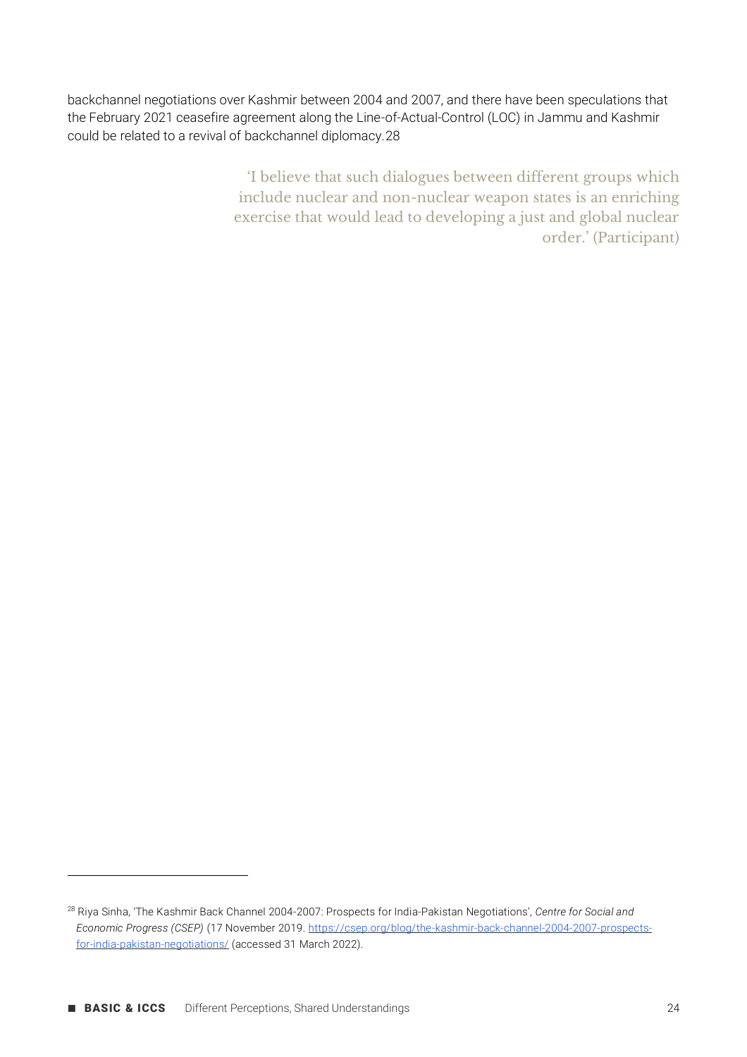backchannel negotiations over Kashmir between 2004 and 2007, and there have been speculations that the February 2021 ceasefire agreement along the Line-of-Actual-Control (LOC) in Jammu and Kashmir could be related to a revival of backchannel diplomacy.[28]

> 'I believe that such dialogues between different groups which include nuclear and non-nuclear weapon states is an enriching exercise that would lead to developing a just and global nuclear order.' (Participant)

---

[28] Riya Sinha, 'The Kashmir Back Channel 2004-2007: Prospects for India-Pakistan Negotiations', *Centre for Social and Economic Progress (CSEP)* (17 November 2019. https://csep.org/blog/the-kashmir-back-channel-2004-2007-prospects-for-india-pakistan-negotiations/ (accessed 31 March 2022).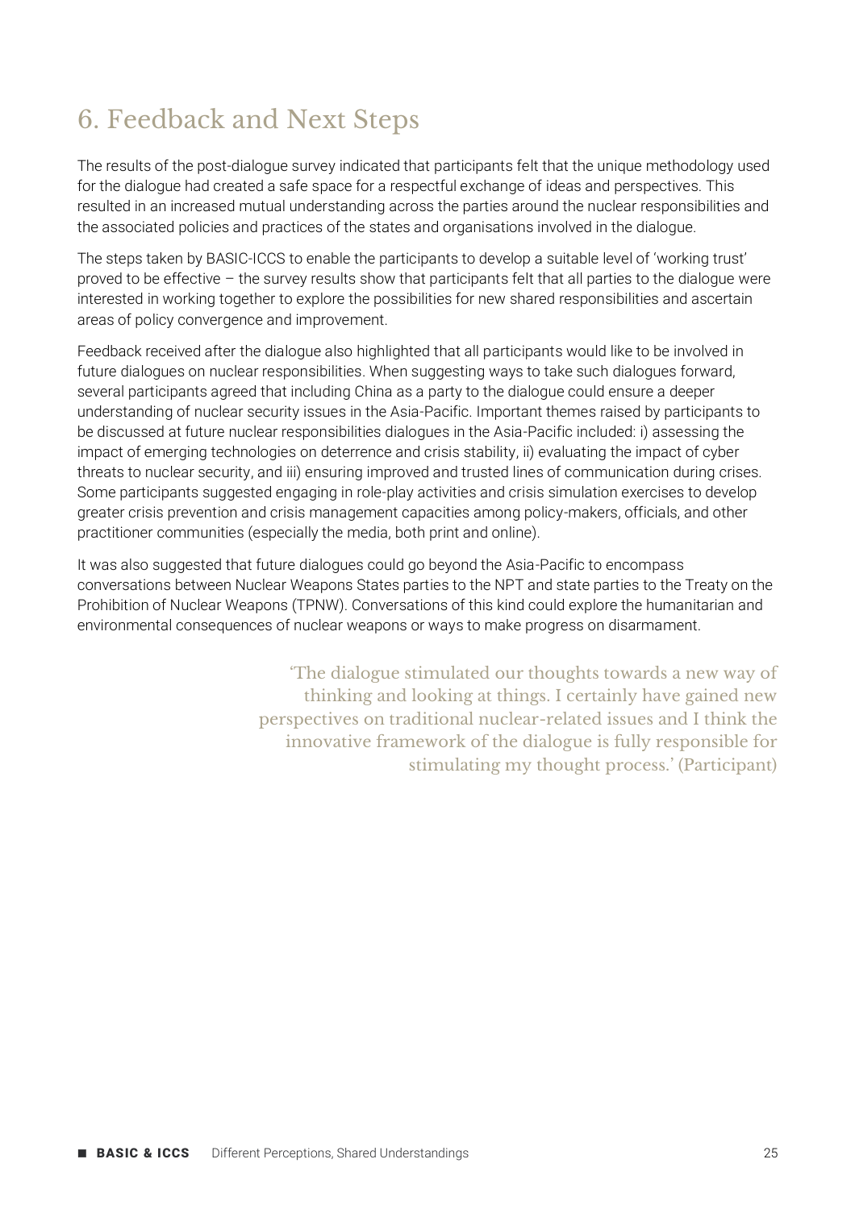## 6. Feedback and Next Steps

The results of the post-dialogue survey indicated that participants felt that the unique methodology used for the dialogue had created a safe space for a respectful exchange of ideas and perspectives. This resulted in an increased mutual understanding across the parties around the nuclear responsibilities and the associated policies and practices of the states and organisations involved in the dialogue.

The steps taken by BASIC-ICCS to enable the participants to develop a suitable level of 'working trust' proved to be effective – the survey results show that participants felt that all parties to the dialogue were interested in working together to explore the possibilities for new shared responsibilities and ascertain areas of policy convergence and improvement.

Feedback received after the dialogue also highlighted that all participants would like to be involved in future dialogues on nuclear responsibilities. When suggesting ways to take such dialogues forward, several participants agreed that including China as a party to the dialogue could ensure a deeper understanding of nuclear security issues in the Asia-Pacific. Important themes raised by participants to be discussed at future nuclear responsibilities dialogues in the Asia-Pacific included: i) assessing the impact of emerging technologies on deterrence and crisis stability, ii) evaluating the impact of cyber threats to nuclear security, and iii) ensuring improved and trusted lines of communication during crises. Some participants suggested engaging in role-play activities and crisis simulation exercises to develop greater crisis prevention and crisis management capacities among policy-makers, officials, and other practitioner communities (especially the media, both print and online).

It was also suggested that future dialogues could go beyond the Asia-Pacific to encompass conversations between Nuclear Weapons States parties to the NPT and state parties to the Treaty on the Prohibition of Nuclear Weapons (TPNW). Conversations of this kind could explore the humanitarian and environmental consequences of nuclear weapons or ways to make progress on disarmament.

> 'The dialogue stimulated our thoughts towards a new way of thinking and looking at things. I certainly have gained new perspectives on traditional nuclear-related issues and I think the innovative framework of the dialogue is fully responsible for stimulating my thought process.' (Participant)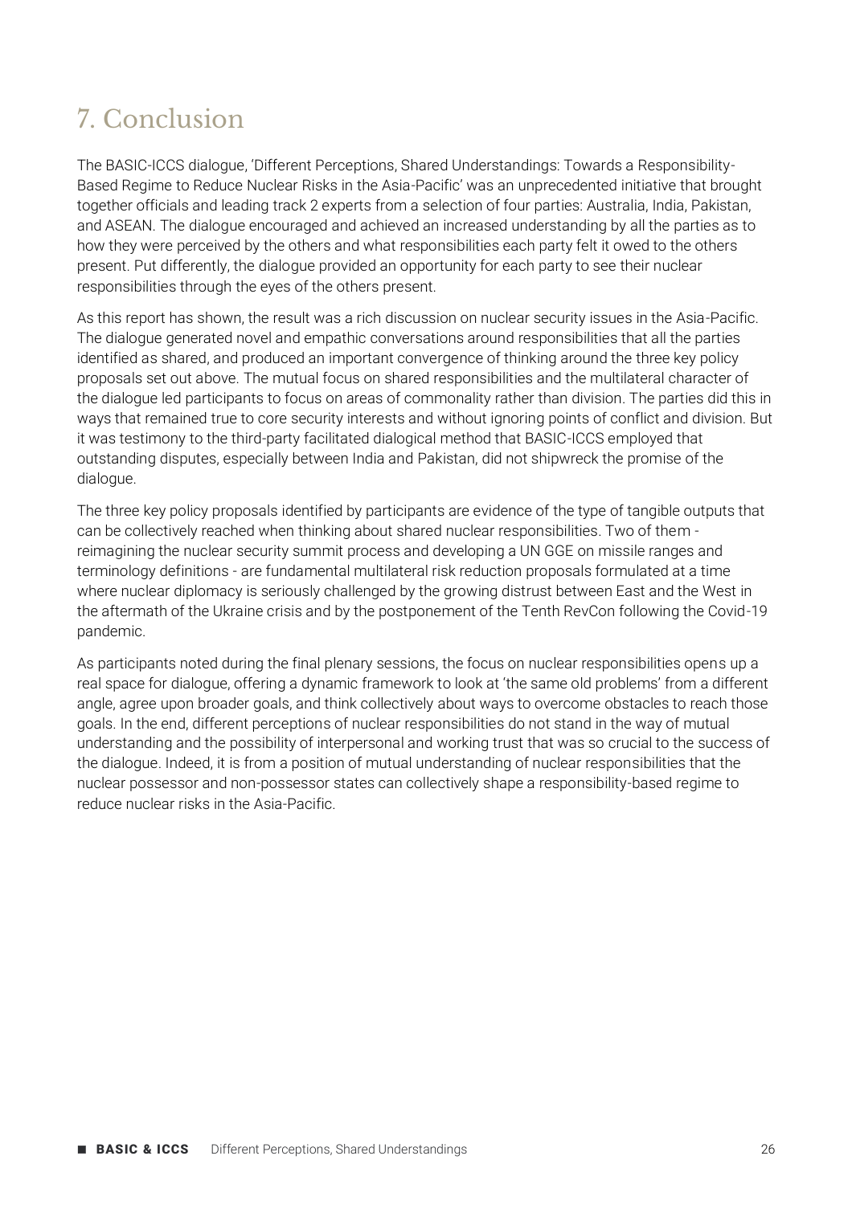# 7. Conclusion

The BASIC-ICCS dialogue, 'Different Perceptions, Shared Understandings: Towards a Responsibility-Based Regime to Reduce Nuclear Risks in the Asia-Pacific' was an unprecedented initiative that brought together officials and leading track 2 experts from a selection of four parties: Australia, India, Pakistan, and ASEAN. The dialogue encouraged and achieved an increased understanding by all the parties as to how they were perceived by the others and what responsibilities each party felt it owed to the others present. Put differently, the dialogue provided an opportunity for each party to see their nuclear responsibilities through the eyes of the others present.

As this report has shown, the result was a rich discussion on nuclear security issues in the Asia-Pacific. The dialogue generated novel and empathic conversations around responsibilities that all the parties identified as shared, and produced an important convergence of thinking around the three key policy proposals set out above. The mutual focus on shared responsibilities and the multilateral character of the dialogue led participants to focus on areas of commonality rather than division. The parties did this in ways that remained true to core security interests and without ignoring points of conflict and division. But it was testimony to the third-party facilitated dialogical method that BASIC-ICCS employed that outstanding disputes, especially between India and Pakistan, did not shipwreck the promise of the dialogue.

The three key policy proposals identified by participants are evidence of the type of tangible outputs that can be collectively reached when thinking about shared nuclear responsibilities. Two of them - reimagining the nuclear security summit process and developing a UN GGE on missile ranges and terminology definitions - are fundamental multilateral risk reduction proposals formulated at a time where nuclear diplomacy is seriously challenged by the growing distrust between East and the West in the aftermath of the Ukraine crisis and by the postponement of the Tenth RevCon following the Covid-19 pandemic.

As participants noted during the final plenary sessions, the focus on nuclear responsibilities opens up a real space for dialogue, offering a dynamic framework to look at 'the same old problems' from a different angle, agree upon broader goals, and think collectively about ways to overcome obstacles to reach those goals. In the end, different perceptions of nuclear responsibilities do not stand in the way of mutual understanding and the possibility of interpersonal and working trust that was so crucial to the success of the dialogue. Indeed, it is from a position of mutual understanding of nuclear responsibilities that the nuclear possessor and non-possessor states can collectively shape a responsibility-based regime to reduce nuclear risks in the Asia-Pacific.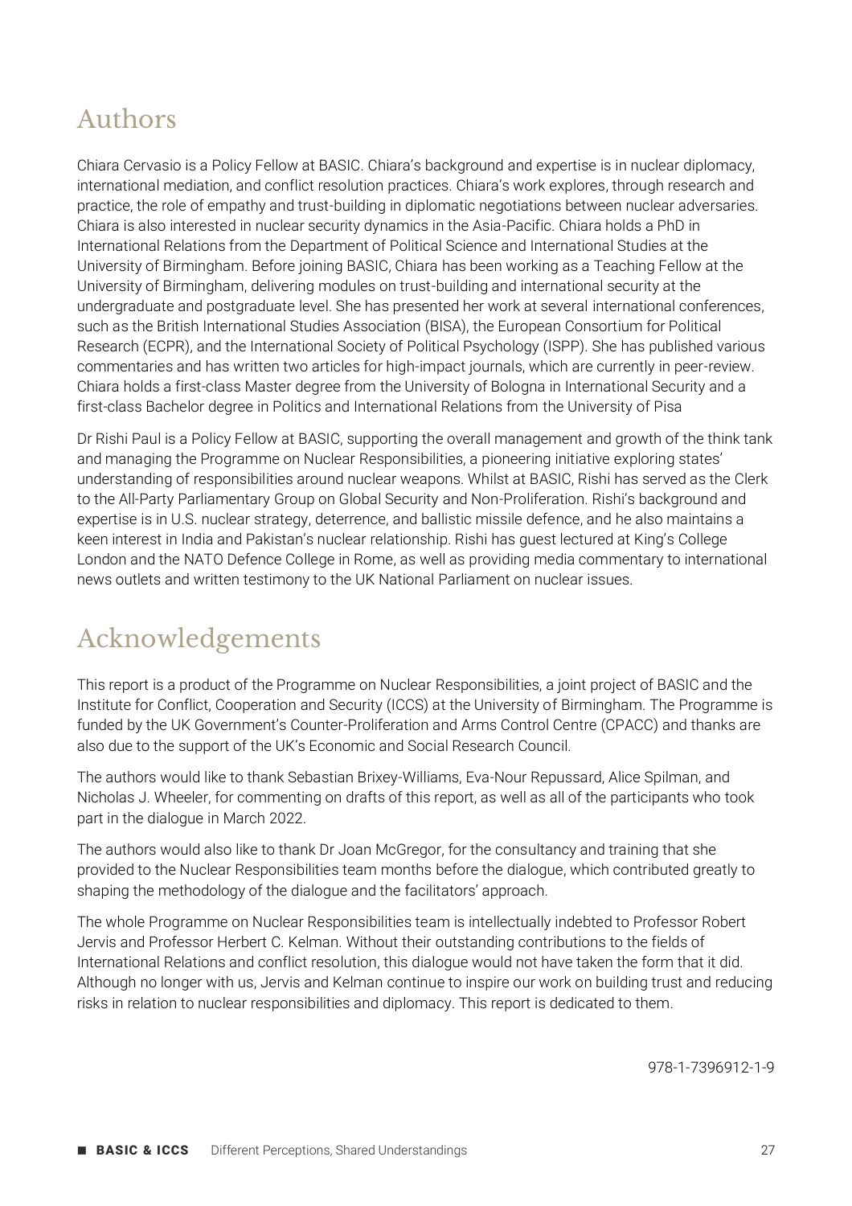# Authors

Chiara Cervasio is a Policy Fellow at BASIC. Chiara's background and expertise is in nuclear diplomacy, international mediation, and conflict resolution practices. Chiara's work explores, through research and practice, the role of empathy and trust-building in diplomatic negotiations between nuclear adversaries. Chiara is also interested in nuclear security dynamics in the Asia-Pacific. Chiara holds a PhD in International Relations from the Department of Political Science and International Studies at the University of Birmingham. Before joining BASIC, Chiara has been working as a Teaching Fellow at the University of Birmingham, delivering modules on trust-building and international security at the undergraduate and postgraduate level. She has presented her work at several international conferences, such as the British International Studies Association (BISA), the European Consortium for Political Research (ECPR), and the International Society of Political Psychology (ISPP). She has published various commentaries and has written two articles for high-impact journals, which are currently in peer-review. Chiara holds a first-class Master degree from the University of Bologna in International Security and a first-class Bachelor degree in Politics and International Relations from the University of Pisa

Dr Rishi Paul is a Policy Fellow at BASIC, supporting the overall management and growth of the think tank and managing the Programme on Nuclear Responsibilities, a pioneering initiative exploring states' understanding of responsibilities around nuclear weapons. Whilst at BASIC, Rishi has served as the Clerk to the All-Party Parliamentary Group on Global Security and Non-Proliferation. Rishi's background and expertise is in U.S. nuclear strategy, deterrence, and ballistic missile defence, and he also maintains a keen interest in India and Pakistan's nuclear relationship. Rishi has guest lectured at King's College London and the NATO Defence College in Rome, as well as providing media commentary to international news outlets and written testimony to the UK National Parliament on nuclear issues.

# Acknowledgements

This report is a product of the Programme on Nuclear Responsibilities, a joint project of BASIC and the Institute for Conflict, Cooperation and Security (ICCS) at the University of Birmingham. The Programme is funded by the UK Government's Counter-Proliferation and Arms Control Centre (CPACC) and thanks are also due to the support of the UK's Economic and Social Research Council.

The authors would like to thank Sebastian Brixey-Williams, Eva-Nour Repussard, Alice Spilman, and Nicholas J. Wheeler, for commenting on drafts of this report, as well as all of the participants who took part in the dialogue in March 2022.

The authors would also like to thank Dr Joan McGregor, for the consultancy and training that she provided to the Nuclear Responsibilities team months before the dialogue, which contributed greatly to shaping the methodology of the dialogue and the facilitators' approach.

The whole Programme on Nuclear Responsibilities team is intellectually indebted to Professor Robert Jervis and Professor Herbert C. Kelman. Without their outstanding contributions to the fields of International Relations and conflict resolution, this dialogue would not have taken the form that it did. Although no longer with us, Jervis and Kelman continue to inspire our work on building trust and reducing risks in relation to nuclear responsibilities and diplomacy. This report is dedicated to them.

978-1-7396912-1-9